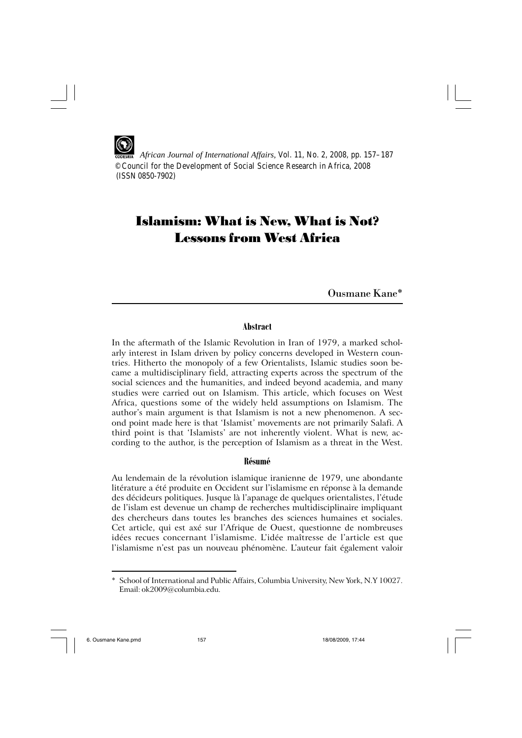*African Journal of International Affairs*, Vol. 11, No. 2, 2008, pp. 157–187
© Council for the Development of Social Science Research in Africa, 2008
(ISSN 0850-7902)

# Islamism: What is New, What is Not? Lessons from West Africa

Ousmane Kane*

### Abstract

In the aftermath of the Islamic Revolution in Iran of 1979, a marked scholarly interest in Islam driven by policy concerns developed in Western countries. Hitherto the monopoly of a few Orientalists, Islamic studies soon became a multidisciplinary field, attracting experts across the spectrum of the social sciences and the humanities, and indeed beyond academia, and many studies were carried out on Islamism. This article, which focuses on West Africa, questions some of the widely held assumptions on Islamism. The author's main argument is that Islamism is not a new phenomenon. A second point made here is that 'Islamist' movements are not primarily Salafi. A third point is that 'Islamists' are not inherently violent. What is new, according to the author, is the perception of Islamism as a threat in the West.

### Résumé

Au lendemain de la révolution islamique iranienne de 1979, une abondante litérature a été produite en Occident sur l'islamisme en réponse à la demande des décideurs politiques. Jusque là l'apanage de quelques orientalistes, l'étude de l'islam est devenue un champ de recherches multidisciplinaire impliquant des chercheurs dans toutes les branches des sciences humaines et sociales. Cet article, qui est axé sur l'Afrique de Ouest, questionne de nombreuses idées recues concernant l'islamisme. L'idée maîtresse de l'article est que l'islamisme n'est pas un nouveau phénomène. L'auteur fait également valoir

---

\* School of International and Public Affairs, Columbia University, New York, N.Y 10027. Email: ok2009@columbia.edu.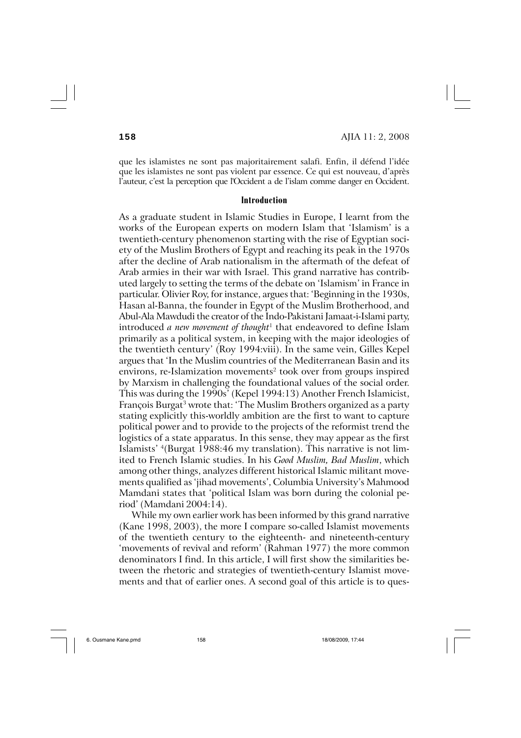que les islamistes ne sont pas majoritairement salafi. Enfin, il défend l'idée que les islamistes ne sont pas violent par essence. Ce qui est nouveau, d'après l'auteur, c'est la perception que l'Occident a de l'islam comme danger en Occident.

## Introduction

As a graduate student in Islamic Studies in Europe, I learnt from the works of the European experts on modern Islam that 'Islamism' is a twentieth-century phenomenon starting with the rise of Egyptian society of the Muslim Brothers of Egypt and reaching its peak in the 1970s after the decline of Arab nationalism in the aftermath of the defeat of Arab armies in their war with Israel. This grand narrative has contributed largely to setting the terms of the debate on 'Islamism' in France in particular. Olivier Roy, for instance, argues that: 'Beginning in the 1930s, Hasan al-Banna, the founder in Egypt of the Muslim Brotherhood, and Abul-Ala Mawdudi the creator of the Indo-Pakistani Jamaat-i-Islami party, introduced *a new movement of thought*[1] that endeavored to define Islam primarily as a political system, in keeping with the major ideologies of the twentieth century' (Roy 1994:viii). In the same vein, Gilles Kepel argues that 'In the Muslim countries of the Mediterranean Basin and its environs, re-Islamization movements[2] took over from groups inspired by Marxism in challenging the foundational values of the social order. This was during the 1990s' (Kepel 1994:13) Another French Islamicist, François Burgat[3] wrote that: 'The Muslim Brothers organized as a party stating explicitly this-worldly ambition are the first to want to capture political power and to provide to the projects of the reformist trend the logistics of a state apparatus. In this sense, they may appear as the first Islamists' [4](Burgat 1988:46 my translation). This narrative is not limited to French Islamic studies. In his *Good Muslim, Bad Muslim*, which among other things, analyzes different historical Islamic militant movements qualified as 'jihad movements', Columbia University's Mahmood Mamdani states that 'political Islam was born during the colonial period' (Mamdani 2004:14).

While my own earlier work has been informed by this grand narrative (Kane 1998, 2003), the more I compare so-called Islamist movements of the twentieth century to the eighteenth- and nineteenth-century 'movements of revival and reform' (Rahman 1977) the more common denominators I find. In this article, I will first show the similarities between the rhetoric and strategies of twentieth-century Islamist movements and that of earlier ones. A second goal of this article is to ques-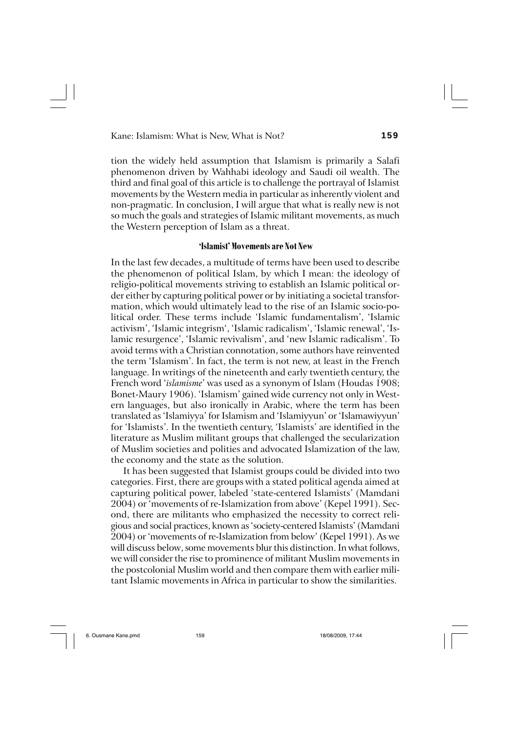tion the widely held assumption that Islamism is primarily a Salafi phenomenon driven by Wahhabi ideology and Saudi oil wealth. The third and final goal of this article is to challenge the portrayal of Islamist movements by the Western media in particular as inherently violent and non-pragmatic. In conclusion, I will argue that what is really new is not so much the goals and strategies of Islamic militant movements, as much the Western perception of Islam as a threat.

## 'Islamist' Movements are Not New

In the last few decades, a multitude of terms have been used to describe the phenomenon of political Islam, by which I mean: the ideology of religio-political movements striving to establish an Islamic political order either by capturing political power or by initiating a societal transformation, which would ultimately lead to the rise of an Islamic socio-political order. These terms include 'Islamic fundamentalism', 'Islamic activism', 'Islamic integrism', 'Islamic radicalism', 'Islamic renewal', 'Islamic resurgence', 'Islamic revivalism', and 'new Islamic radicalism'. To avoid terms with a Christian connotation, some authors have reinvented the term 'Islamism'. In fact, the term is not new, at least in the French language. In writings of the nineteenth and early twentieth century, the French word '*islamisme*' was used as a synonym of Islam (Houdas 1908; Bonet-Maury 1906). 'Islamism' gained wide currency not only in Western languages, but also ironically in Arabic, where the term has been translated as 'Islamiyya' for Islamism and 'Islamiyyun' or 'Islamawiyyun' for 'Islamists'. In the twentieth century, 'Islamists' are identified in the literature as Muslim militant groups that challenged the secularization of Muslim societies and polities and advocated Islamization of the law, the economy and the state as the solution.

It has been suggested that Islamist groups could be divided into two categories. First, there are groups with a stated political agenda aimed at capturing political power, labeled 'state-centered Islamists' (Mamdani 2004) or 'movements of re-Islamization from above' (Kepel 1991). Second, there are militants who emphasized the necessity to correct religious and social practices, known as 'society-centered Islamists' (Mamdani 2004) or 'movements of re-Islamization from below' (Kepel 1991). As we will discuss below, some movements blur this distinction. In what follows, we will consider the rise to prominence of militant Muslim movements in the postcolonial Muslim world and then compare them with earlier militant Islamic movements in Africa in particular to show the similarities.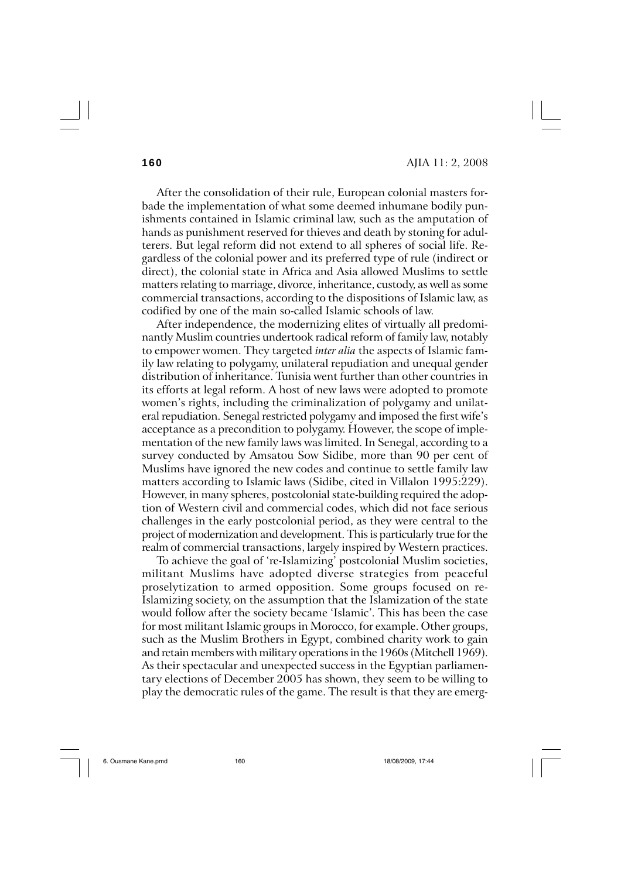After the consolidation of their rule, European colonial masters forbade the implementation of what some deemed inhumane bodily punishments contained in Islamic criminal law, such as the amputation of hands as punishment reserved for thieves and death by stoning for adulterers. But legal reform did not extend to all spheres of social life. Regardless of the colonial power and its preferred type of rule (indirect or direct), the colonial state in Africa and Asia allowed Muslims to settle matters relating to marriage, divorce, inheritance, custody, as well as some commercial transactions, according to the dispositions of Islamic law, as codified by one of the main so-called Islamic schools of law.

After independence, the modernizing elites of virtually all predominantly Muslim countries undertook radical reform of family law, notably to empower women. They targeted *inter alia* the aspects of Islamic family law relating to polygamy, unilateral repudiation and unequal gender distribution of inheritance. Tunisia went further than other countries in its efforts at legal reform. A host of new laws were adopted to promote women's rights, including the criminalization of polygamy and unilateral repudiation. Senegal restricted polygamy and imposed the first wife's acceptance as a precondition to polygamy. However, the scope of implementation of the new family laws was limited. In Senegal, according to a survey conducted by Amsatou Sow Sidibe, more than 90 per cent of Muslims have ignored the new codes and continue to settle family law matters according to Islamic laws (Sidibe, cited in Villalon 1995:229). However, in many spheres, postcolonial state-building required the adoption of Western civil and commercial codes, which did not face serious challenges in the early postcolonial period, as they were central to the project of modernization and development. This is particularly true for the realm of commercial transactions, largely inspired by Western practices.

To achieve the goal of 're-Islamizing' postcolonial Muslim societies, militant Muslims have adopted diverse strategies from peaceful proselytization to armed opposition. Some groups focused on re-Islamizing society, on the assumption that the Islamization of the state would follow after the society became 'Islamic'. This has been the case for most militant Islamic groups in Morocco, for example. Other groups, such as the Muslim Brothers in Egypt, combined charity work to gain and retain members with military operations in the 1960s (Mitchell 1969). As their spectacular and unexpected success in the Egyptian parliamentary elections of December 2005 has shown, they seem to be willing to play the democratic rules of the game. The result is that they are emerg-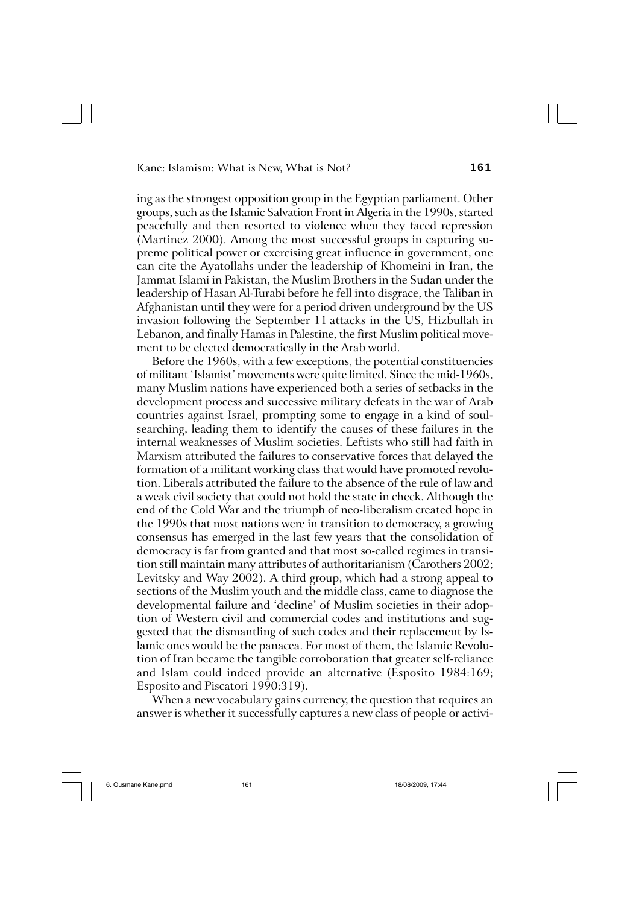ing as the strongest opposition group in the Egyptian parliament. Other groups, such as the Islamic Salvation Front in Algeria in the 1990s, started peacefully and then resorted to violence when they faced repression (Martinez 2000). Among the most successful groups in capturing supreme political power or exercising great influence in government, one can cite the Ayatollahs under the leadership of Khomeini in Iran, the Jammat Islami in Pakistan, the Muslim Brothers in the Sudan under the leadership of Hasan Al-Turabi before he fell into disgrace, the Taliban in Afghanistan until they were for a period driven underground by the US invasion following the September 11 attacks in the US, Hizbullah in Lebanon, and finally Hamas in Palestine, the first Muslim political movement to be elected democratically in the Arab world.

Before the 1960s, with a few exceptions, the potential constituencies of militant 'Islamist' movements were quite limited. Since the mid-1960s, many Muslim nations have experienced both a series of setbacks in the development process and successive military defeats in the war of Arab countries against Israel, prompting some to engage in a kind of soul-searching, leading them to identify the causes of these failures in the internal weaknesses of Muslim societies. Leftists who still had faith in Marxism attributed the failures to conservative forces that delayed the formation of a militant working class that would have promoted revolution. Liberals attributed the failure to the absence of the rule of law and a weak civil society that could not hold the state in check. Although the end of the Cold War and the triumph of neo-liberalism created hope in the 1990s that most nations were in transition to democracy, a growing consensus has emerged in the last few years that the consolidation of democracy is far from granted and that most so-called regimes in transition still maintain many attributes of authoritarianism (Carothers 2002; Levitsky and Way 2002). A third group, which had a strong appeal to sections of the Muslim youth and the middle class, came to diagnose the developmental failure and 'decline' of Muslim societies in their adoption of Western civil and commercial codes and institutions and suggested that the dismantling of such codes and their replacement by Islamic ones would be the panacea. For most of them, the Islamic Revolution of Iran became the tangible corroboration that greater self-reliance and Islam could indeed provide an alternative (Esposito 1984:169; Esposito and Piscatori 1990:319).

When a new vocabulary gains currency, the question that requires an answer is whether it successfully captures a new class of people or activi-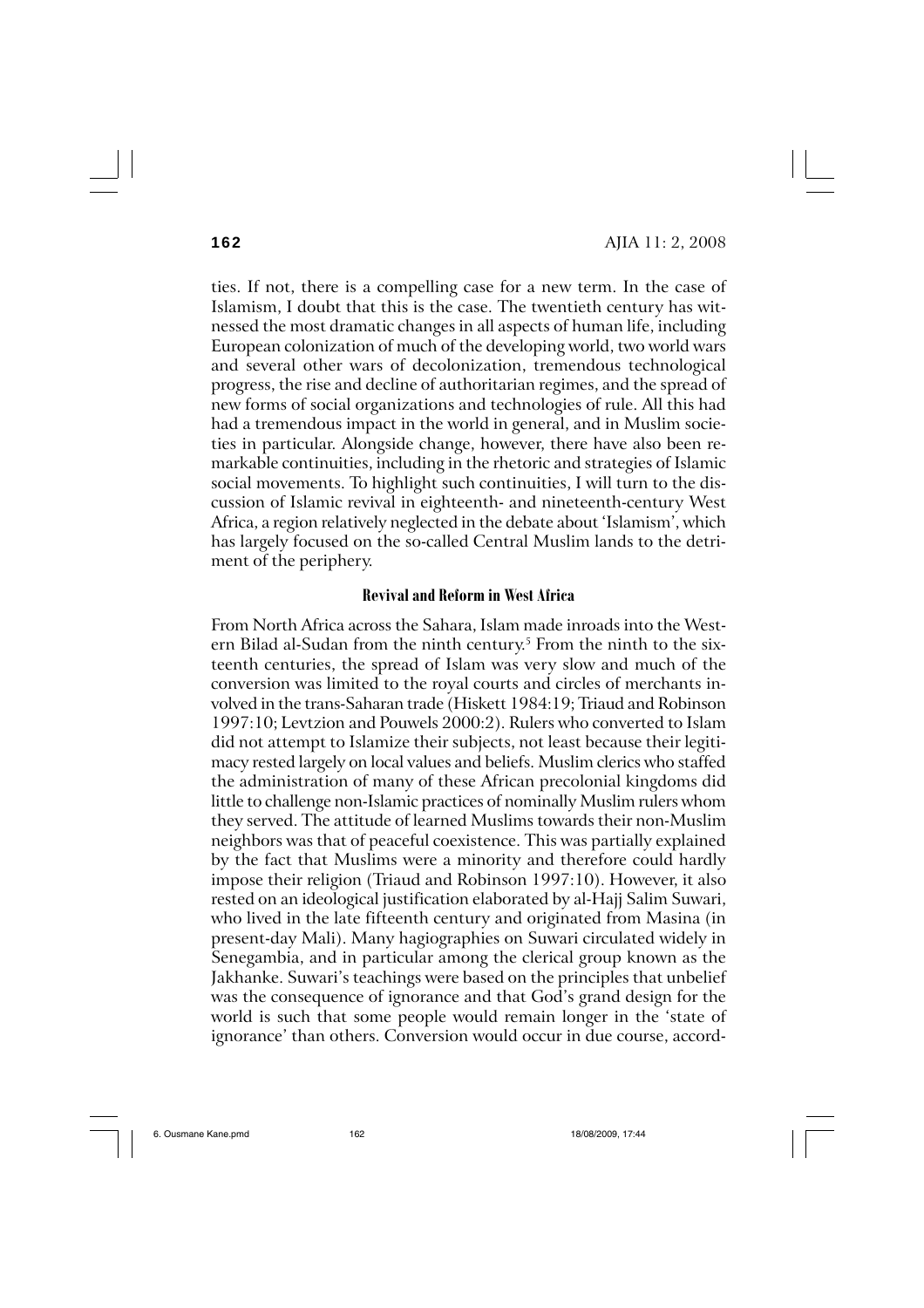ties. If not, there is a compelling case for a new term. In the case of Islamism, I doubt that this is the case. The twentieth century has witnessed the most dramatic changes in all aspects of human life, including European colonization of much of the developing world, two world wars and several other wars of decolonization, tremendous technological progress, the rise and decline of authoritarian regimes, and the spread of new forms of social organizations and technologies of rule. All this had had a tremendous impact in the world in general, and in Muslim societies in particular. Alongside change, however, there have also been remarkable continuities, including in the rhetoric and strategies of Islamic social movements. To highlight such continuities, I will turn to the discussion of Islamic revival in eighteenth- and nineteenth-century West Africa, a region relatively neglected in the debate about 'Islamism', which has largely focused on the so-called Central Muslim lands to the detriment of the periphery.

## Revival and Reform in West Africa

From North Africa across the Sahara, Islam made inroads into the Western Bilad al-Sudan from the ninth century.[5] From the ninth to the sixteenth centuries, the spread of Islam was very slow and much of the conversion was limited to the royal courts and circles of merchants involved in the trans-Saharan trade (Hiskett 1984:19; Triaud and Robinson 1997:10; Levtzion and Pouwels 2000:2). Rulers who converted to Islam did not attempt to Islamize their subjects, not least because their legitimacy rested largely on local values and beliefs. Muslim clerics who staffed the administration of many of these African precolonial kingdoms did little to challenge non-Islamic practices of nominally Muslim rulers whom they served. The attitude of learned Muslims towards their non-Muslim neighbors was that of peaceful coexistence. This was partially explained by the fact that Muslims were a minority and therefore could hardly impose their religion (Triaud and Robinson 1997:10). However, it also rested on an ideological justification elaborated by al-Hajj Salim Suwari, who lived in the late fifteenth century and originated from Masina (in present-day Mali). Many hagiographies on Suwari circulated widely in Senegambia, and in particular among the clerical group known as the Jakhanke. Suwari's teachings were based on the principles that unbelief was the consequence of ignorance and that God's grand design for the world is such that some people would remain longer in the 'state of ignorance' than others. Conversion would occur in due course, accord-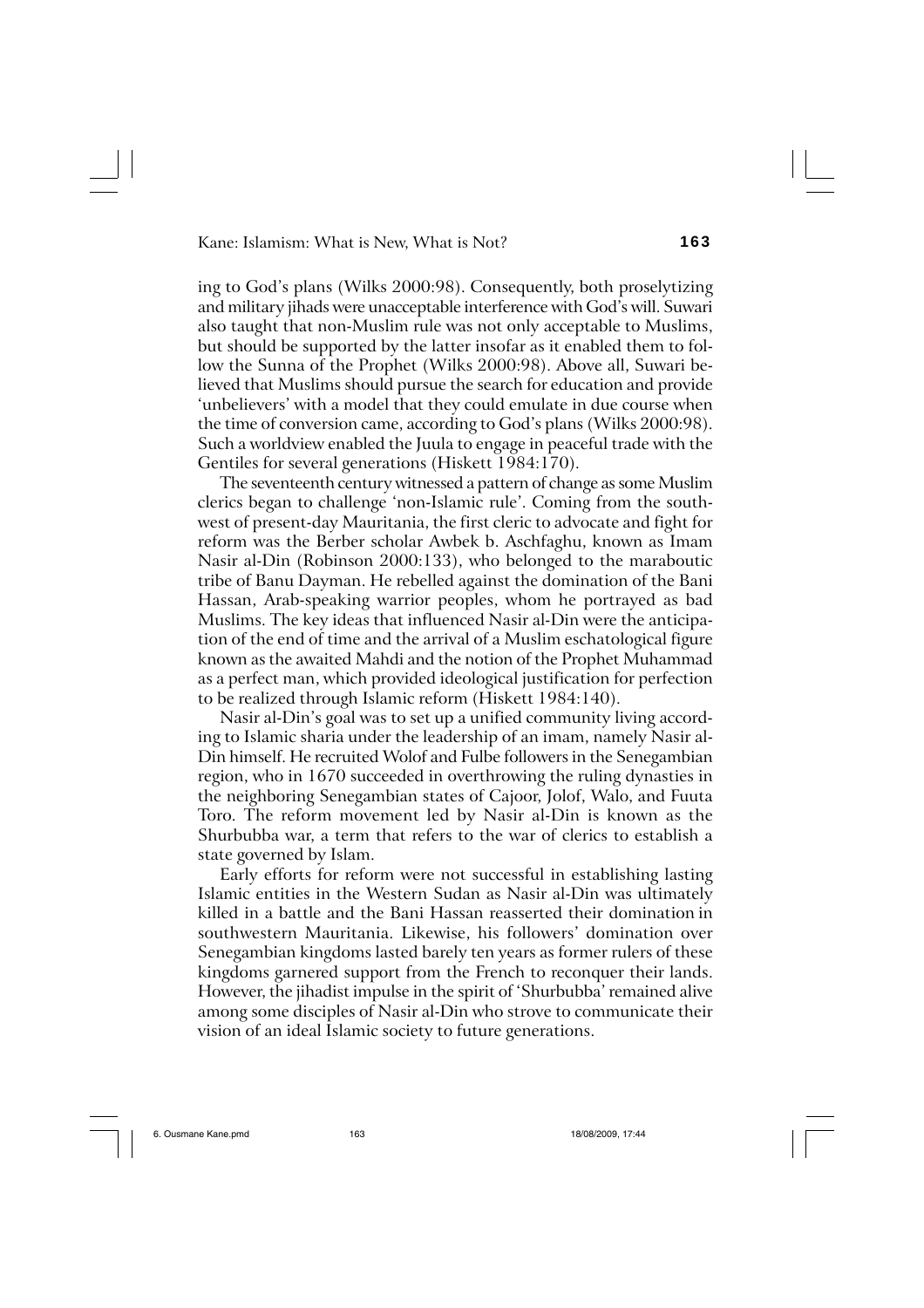ing to God's plans (Wilks 2000:98). Consequently, both proselytizing and military jihads were unacceptable interference with God's will. Suwari also taught that non-Muslim rule was not only acceptable to Muslims, but should be supported by the latter insofar as it enabled them to follow the Sunna of the Prophet (Wilks 2000:98). Above all, Suwari believed that Muslims should pursue the search for education and provide 'unbelievers' with a model that they could emulate in due course when the time of conversion came, according to God's plans (Wilks 2000:98). Such a worldview enabled the Juula to engage in peaceful trade with the Gentiles for several generations (Hiskett 1984:170).

The seventeenth century witnessed a pattern of change as some Muslim clerics began to challenge 'non-Islamic rule'. Coming from the southwest of present-day Mauritania, the first cleric to advocate and fight for reform was the Berber scholar Awbek b. Aschfaghu, known as Imam Nasir al-Din (Robinson 2000:133), who belonged to the maraboutic tribe of Banu Dayman. He rebelled against the domination of the Bani Hassan, Arab-speaking warrior peoples, whom he portrayed as bad Muslims. The key ideas that influenced Nasir al-Din were the anticipation of the end of time and the arrival of a Muslim eschatological figure known as the awaited Mahdi and the notion of the Prophet Muhammad as a perfect man, which provided ideological justification for perfection to be realized through Islamic reform (Hiskett 1984:140).

Nasir al-Din's goal was to set up a unified community living according to Islamic sharia under the leadership of an imam, namely Nasir al-Din himself. He recruited Wolof and Fulbe followers in the Senegambian region, who in 1670 succeeded in overthrowing the ruling dynasties in the neighboring Senegambian states of Cajoor, Jolof, Walo, and Fuuta Toro. The reform movement led by Nasir al-Din is known as the Shurbubba war, a term that refers to the war of clerics to establish a state governed by Islam.

Early efforts for reform were not successful in establishing lasting Islamic entities in the Western Sudan as Nasir al-Din was ultimately killed in a battle and the Bani Hassan reasserted their domination in southwestern Mauritania. Likewise, his followers' domination over Senegambian kingdoms lasted barely ten years as former rulers of these kingdoms garnered support from the French to reconquer their lands. However, the jihadist impulse in the spirit of 'Shurbubba' remained alive among some disciples of Nasir al-Din who strove to communicate their vision of an ideal Islamic society to future generations.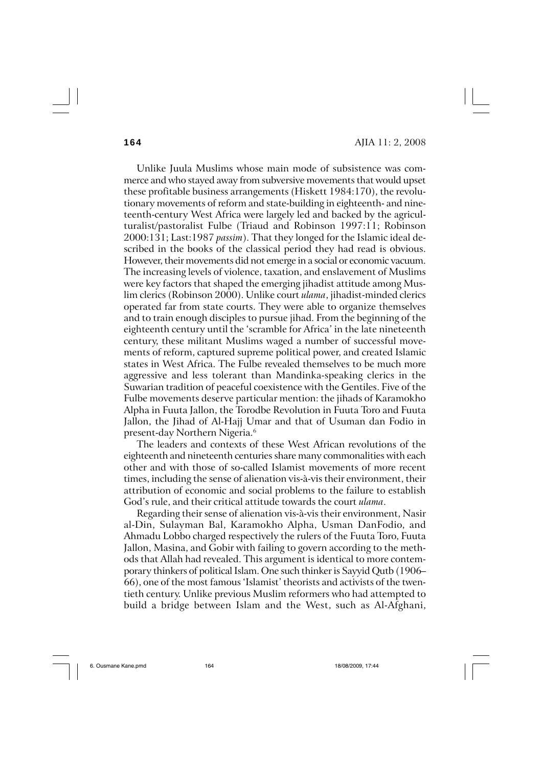Unlike Juula Muslims whose main mode of subsistence was commerce and who stayed away from subversive movements that would upset these profitable business arrangements (Hiskett 1984:170), the revolutionary movements of reform and state-building in eighteenth- and nineteenth-century West Africa were largely led and backed by the agriculturalist/pastoralist Fulbe (Triaud and Robinson 1997:11; Robinson 2000:131; Last:1987 *passim*). That they longed for the Islamic ideal described in the books of the classical period they had read is obvious. However, their movements did not emerge in a social or economic vacuum. The increasing levels of violence, taxation, and enslavement of Muslims were key factors that shaped the emerging jihadist attitude among Muslim clerics (Robinson 2000). Unlike court *ulama*, jihadist-minded clerics operated far from state courts. They were able to organize themselves and to train enough disciples to pursue jihad. From the beginning of the eighteenth century until the 'scramble for Africa' in the late nineteenth century, these militant Muslims waged a number of successful movements of reform, captured supreme political power, and created Islamic states in West Africa. The Fulbe revealed themselves to be much more aggressive and less tolerant than Mandinka-speaking clerics in the Suwarian tradition of peaceful coexistence with the Gentiles. Five of the Fulbe movements deserve particular mention: the jihads of Karamokho Alpha in Fuuta Jallon, the Torodbe Revolution in Fuuta Toro and Fuuta Jallon, the Jihad of Al-Hajj Umar and that of Usuman dan Fodio in present-day Northern Nigeria.[6]

The leaders and contexts of these West African revolutions of the eighteenth and nineteenth centuries share many commonalities with each other and with those of so-called Islamist movements of more recent times, including the sense of alienation vis-à-vis their environment, their attribution of economic and social problems to the failure to establish God's rule, and their critical attitude towards the court *ulama*.

Regarding their sense of alienation vis-à-vis their environment, Nasir al-Din, Sulayman Bal, Karamokho Alpha, Usman DanFodio, and Ahmadu Lobbo charged respectively the rulers of the Fuuta Toro, Fuuta Jallon, Masina, and Gobir with failing to govern according to the methods that Allah had revealed. This argument is identical to more contemporary thinkers of political Islam. One such thinker is Sayyid Qutb (1906–66), one of the most famous 'Islamist' theorists and activists of the twentieth century. Unlike previous Muslim reformers who had attempted to build a bridge between Islam and the West, such as Al-Afghani,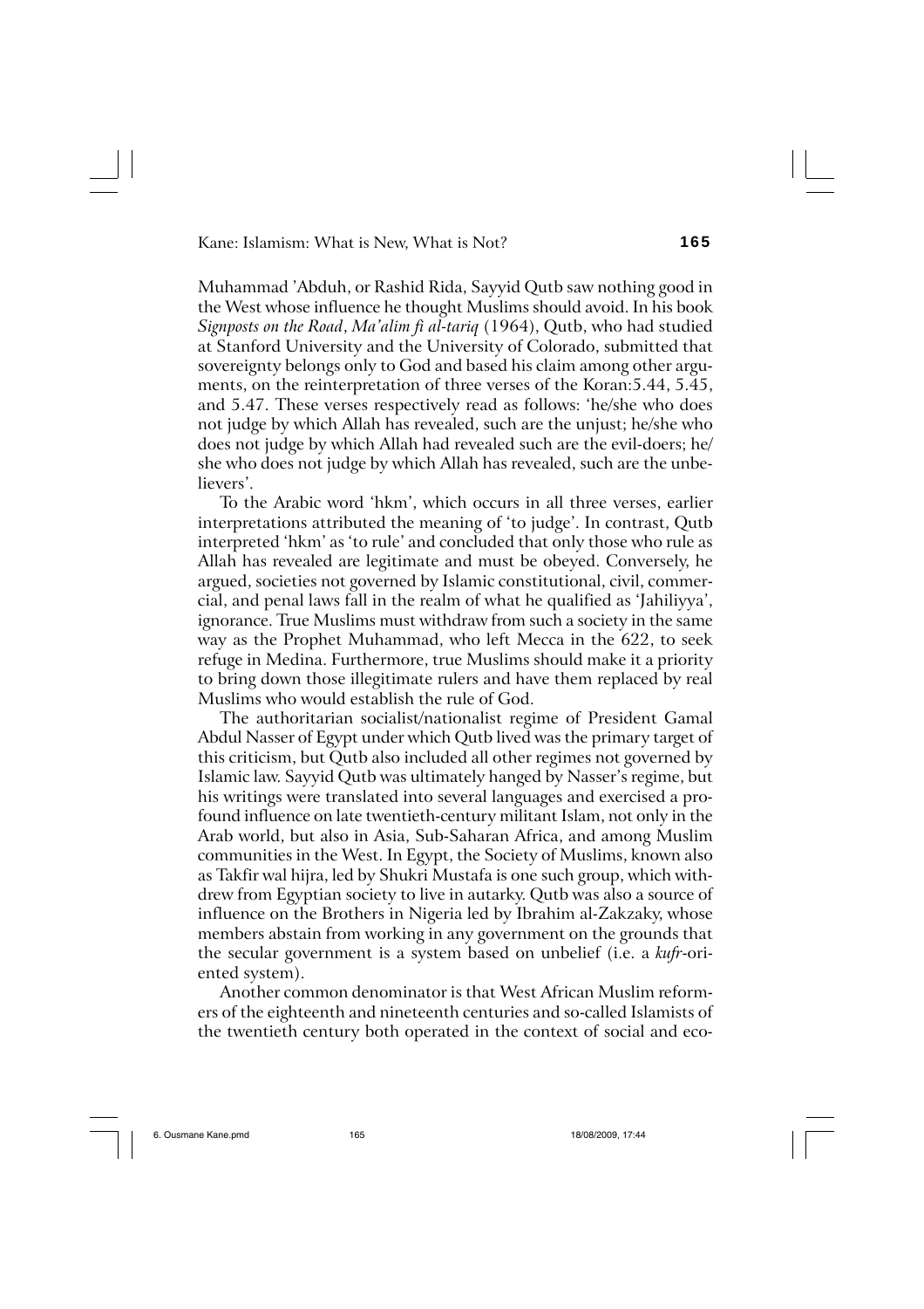Muhammad 'Abduh, or Rashid Rida, Sayyid Qutb saw nothing good in the West whose influence he thought Muslims should avoid. In his book *Signposts on the Road*, *Ma'alim fi al-tariq* (1964), Qutb, who had studied at Stanford University and the University of Colorado, submitted that sovereignty belongs only to God and based his claim among other arguments, on the reinterpretation of three verses of the Koran:5.44, 5.45, and 5.47. These verses respectively read as follows: 'he/she who does not judge by which Allah has revealed, such are the unjust; he/she who does not judge by which Allah had revealed such are the evil-doers; he/she who does not judge by which Allah has revealed, such are the unbelievers'.

To the Arabic word 'hkm', which occurs in all three verses, earlier interpretations attributed the meaning of 'to judge'. In contrast, Qutb interpreted 'hkm' as 'to rule' and concluded that only those who rule as Allah has revealed are legitimate and must be obeyed. Conversely, he argued, societies not governed by Islamic constitutional, civil, commercial, and penal laws fall in the realm of what he qualified as 'Jahiliyya', ignorance. True Muslims must withdraw from such a society in the same way as the Prophet Muhammad, who left Mecca in the 622, to seek refuge in Medina. Furthermore, true Muslims should make it a priority to bring down those illegitimate rulers and have them replaced by real Muslims who would establish the rule of God.

The authoritarian socialist/nationalist regime of President Gamal Abdul Nasser of Egypt under which Qutb lived was the primary target of this criticism, but Qutb also included all other regimes not governed by Islamic law. Sayyid Qutb was ultimately hanged by Nasser's regime, but his writings were translated into several languages and exercised a profound influence on late twentieth-century militant Islam, not only in the Arab world, but also in Asia, Sub-Saharan Africa, and among Muslim communities in the West. In Egypt, the Society of Muslims, known also as Takfir wal hijra, led by Shukri Mustafa is one such group, which withdrew from Egyptian society to live in autarky. Qutb was also a source of influence on the Brothers in Nigeria led by Ibrahim al-Zakzaky, whose members abstain from working in any government on the grounds that the secular government is a system based on unbelief (i.e. a *kufr*-oriented system).

Another common denominator is that West African Muslim reformers of the eighteenth and nineteenth centuries and so-called Islamists of the twentieth century both operated in the context of social and eco-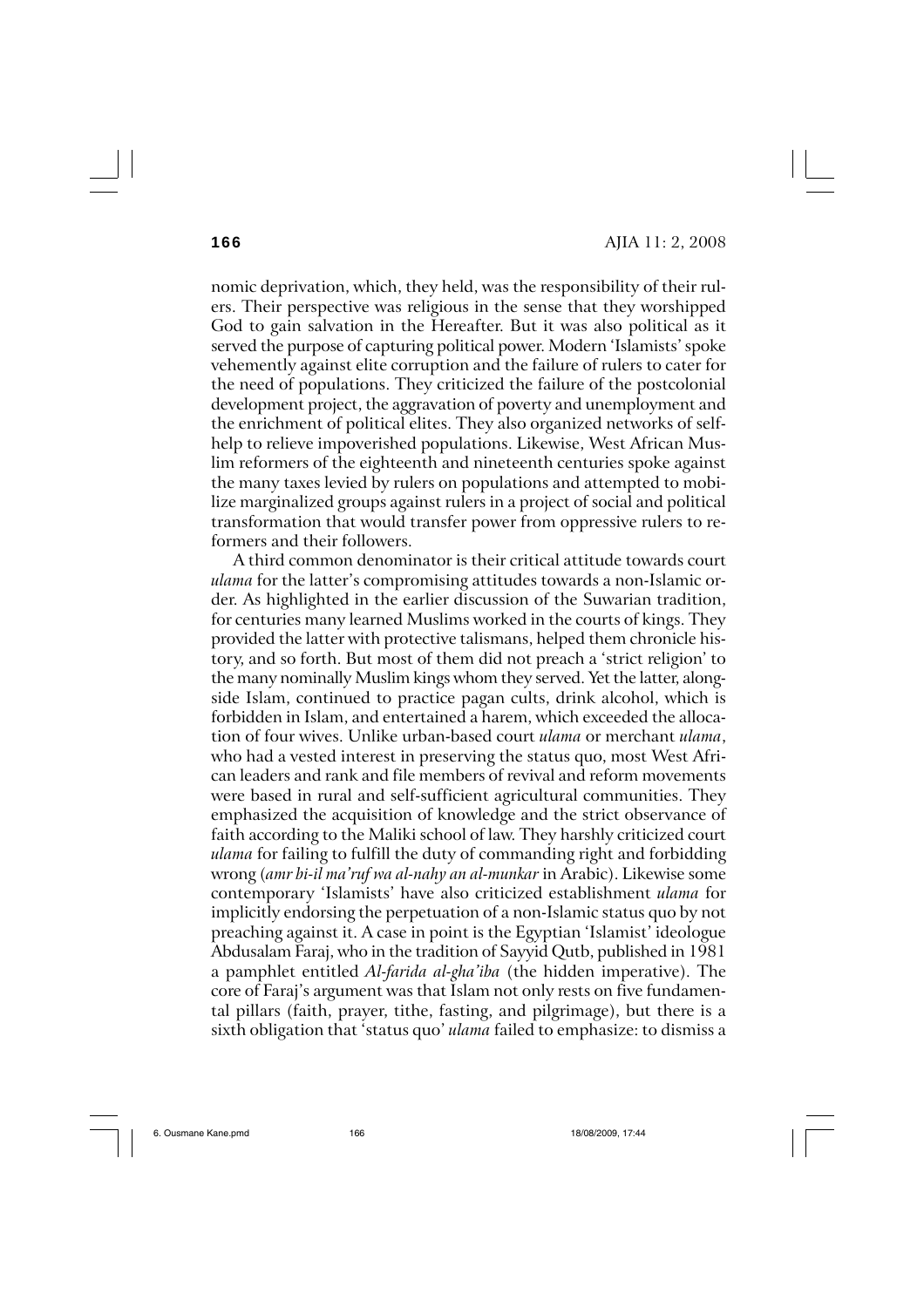nomic deprivation, which, they held, was the responsibility of their rulers. Their perspective was religious in the sense that they worshipped God to gain salvation in the Hereafter. But it was also political as it served the purpose of capturing political power. Modern 'Islamists' spoke vehemently against elite corruption and the failure of rulers to cater for the need of populations. They criticized the failure of the postcolonial development project, the aggravation of poverty and unemployment and the enrichment of political elites. They also organized networks of self-help to relieve impoverished populations. Likewise, West African Muslim reformers of the eighteenth and nineteenth centuries spoke against the many taxes levied by rulers on populations and attempted to mobilize marginalized groups against rulers in a project of social and political transformation that would transfer power from oppressive rulers to reformers and their followers.

A third common denominator is their critical attitude towards court *ulama* for the latter's compromising attitudes towards a non-Islamic order. As highlighted in the earlier discussion of the Suwarian tradition, for centuries many learned Muslims worked in the courts of kings. They provided the latter with protective talismans, helped them chronicle history, and so forth. But most of them did not preach a 'strict religion' to the many nominally Muslim kings whom they served. Yet the latter, alongside Islam, continued to practice pagan cults, drink alcohol, which is forbidden in Islam, and entertained a harem, which exceeded the allocation of four wives. Unlike urban-based court *ulama* or merchant *ulama*, who had a vested interest in preserving the status quo, most West African leaders and rank and file members of revival and reform movements were based in rural and self-sufficient agricultural communities. They emphasized the acquisition of knowledge and the strict observance of faith according to the Maliki school of law. They harshly criticized court *ulama* for failing to fulfill the duty of commanding right and forbidding wrong (*amr bi-il ma'ruf wa al-nahy an al-munkar* in Arabic). Likewise some contemporary 'Islamists' have also criticized establishment *ulama* for implicitly endorsing the perpetuation of a non-Islamic status quo by not preaching against it. A case in point is the Egyptian 'Islamist' ideologue Abdusalam Faraj, who in the tradition of Sayyid Qutb, published in 1981 a pamphlet entitled *Al-farida al-gha'iba* (the hidden imperative). The core of Faraj's argument was that Islam not only rests on five fundamental pillars (faith, prayer, tithe, fasting, and pilgrimage), but there is a sixth obligation that 'status quo' *ulama* failed to emphasize: to dismiss a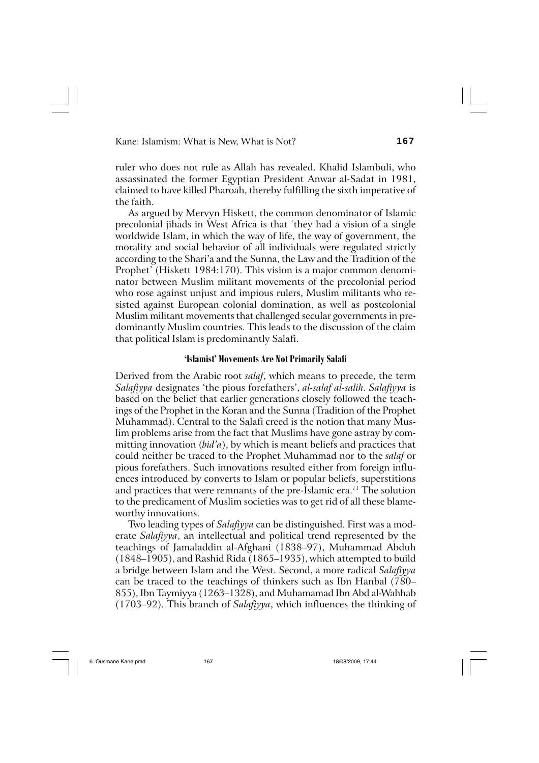ruler who does not rule as Allah has revealed. Khalid Islambuli, who assassinated the former Egyptian President Anwar al-Sadat in 1981, claimed to have killed Pharoah, thereby fulfilling the sixth imperative of the faith.

As argued by Mervyn Hiskett, the common denominator of Islamic precolonial jihads in West Africa is that 'they had a vision of a single worldwide Islam, in which the way of life, the way of government, the morality and social behavior of all individuals were regulated strictly according to the Shari'a and the Sunna, the Law and the Tradition of the Prophet' (Hiskett 1984:170). This vision is a major common denominator between Muslim militant movements of the precolonial period who rose against unjust and impious rulers, Muslim militants who resisted against European colonial domination, as well as postcolonial Muslim militant movements that challenged secular governments in predominantly Muslim countries. This leads to the discussion of the claim that political Islam is predominantly Salafi.

### 'Islamist' Movements Are Not Primarily Salafi

Derived from the Arabic root *salaf*, which means to precede, the term *Salafiyya* designates 'the pious forefathers', *al-salaf al-salih*. *Salafiyya* is based on the belief that earlier generations closely followed the teachings of the Prophet in the Koran and the Sunna (Tradition of the Prophet Muhammad). Central to the Salafi creed is the notion that many Muslim problems arise from the fact that Muslims have gone astray by committing innovation (*bid'a*), by which is meant beliefs and practices that could neither be traced to the Prophet Muhammad nor to the *salaf* or pious forefathers. Such innovations resulted either from foreign influences introduced by converts to Islam or popular beliefs, superstitions and practices that were remnants of the pre-Islamic era.[71] The solution to the predicament of Muslim societies was to get rid of all these blameworthy innovations.

Two leading types of *Salafiyya* can be distinguished. First was a moderate *Salafiyya*, an intellectual and political trend represented by the teachings of Jamaladdin al-Afghani (1838–97), Muhammad Abduh (1848–1905), and Rashid Rida (1865–1935), which attempted to build a bridge between Islam and the West. Second, a more radical *Salafiyya* can be traced to the teachings of thinkers such as Ibn Hanbal (780–855), Ibn Taymiyya (1263–1328), and Muhamamad Ibn Abd al-Wahhab (1703–92). This branch of *Salafiyya*, which influences the thinking of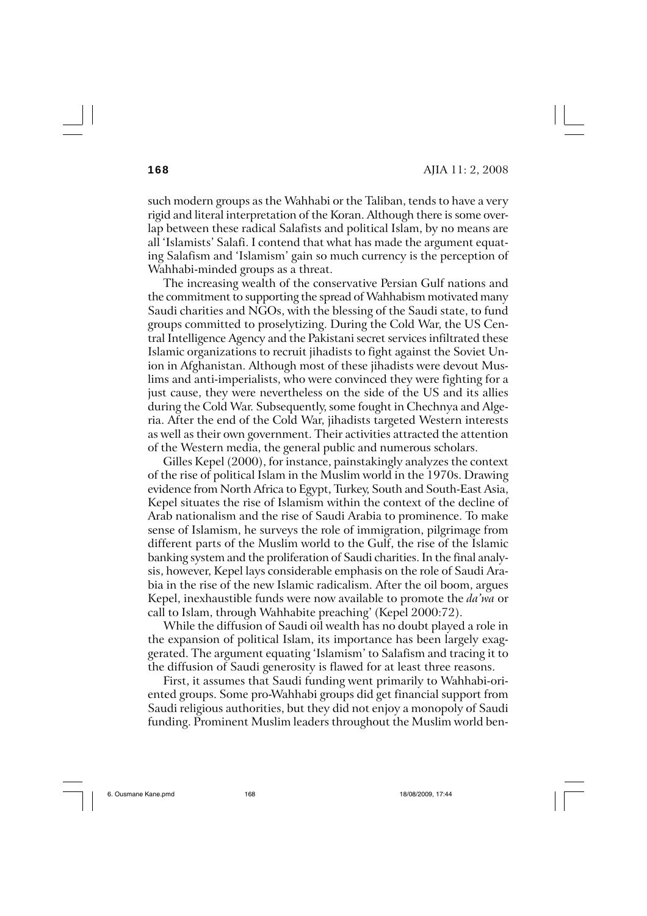such modern groups as the Wahhabi or the Taliban, tends to have a very rigid and literal interpretation of the Koran. Although there is some overlap between these radical Salafists and political Islam, by no means are all 'Islamists' Salafi. I contend that what has made the argument equating Salafism and 'Islamism' gain so much currency is the perception of Wahhabi-minded groups as a threat.

The increasing wealth of the conservative Persian Gulf nations and the commitment to supporting the spread of Wahhabism motivated many Saudi charities and NGOs, with the blessing of the Saudi state, to fund groups committed to proselytizing. During the Cold War, the US Central Intelligence Agency and the Pakistani secret services infiltrated these Islamic organizations to recruit jihadists to fight against the Soviet Union in Afghanistan. Although most of these jihadists were devout Muslims and anti-imperialists, who were convinced they were fighting for a just cause, they were nevertheless on the side of the US and its allies during the Cold War. Subsequently, some fought in Chechnya and Algeria. After the end of the Cold War, jihadists targeted Western interests as well as their own government. Their activities attracted the attention of the Western media, the general public and numerous scholars.

Gilles Kepel (2000), for instance, painstakingly analyzes the context of the rise of political Islam in the Muslim world in the 1970s. Drawing evidence from North Africa to Egypt, Turkey, South and South-East Asia, Kepel situates the rise of Islamism within the context of the decline of Arab nationalism and the rise of Saudi Arabia to prominence. To make sense of Islamism, he surveys the role of immigration, pilgrimage from different parts of the Muslim world to the Gulf, the rise of the Islamic banking system and the proliferation of Saudi charities. In the final analysis, however, Kepel lays considerable emphasis on the role of Saudi Arabia in the rise of the new Islamic radicalism. After the oil boom, argues Kepel, inexhaustible funds were now available to promote the *da'wa* or call to Islam, through Wahhabite preaching' (Kepel 2000:72).

While the diffusion of Saudi oil wealth has no doubt played a role in the expansion of political Islam, its importance has been largely exaggerated. The argument equating 'Islamism' to Salafism and tracing it to the diffusion of Saudi generosity is flawed for at least three reasons.

First, it assumes that Saudi funding went primarily to Wahhabi-oriented groups. Some pro-Wahhabi groups did get financial support from Saudi religious authorities, but they did not enjoy a monopoly of Saudi funding. Prominent Muslim leaders throughout the Muslim world ben-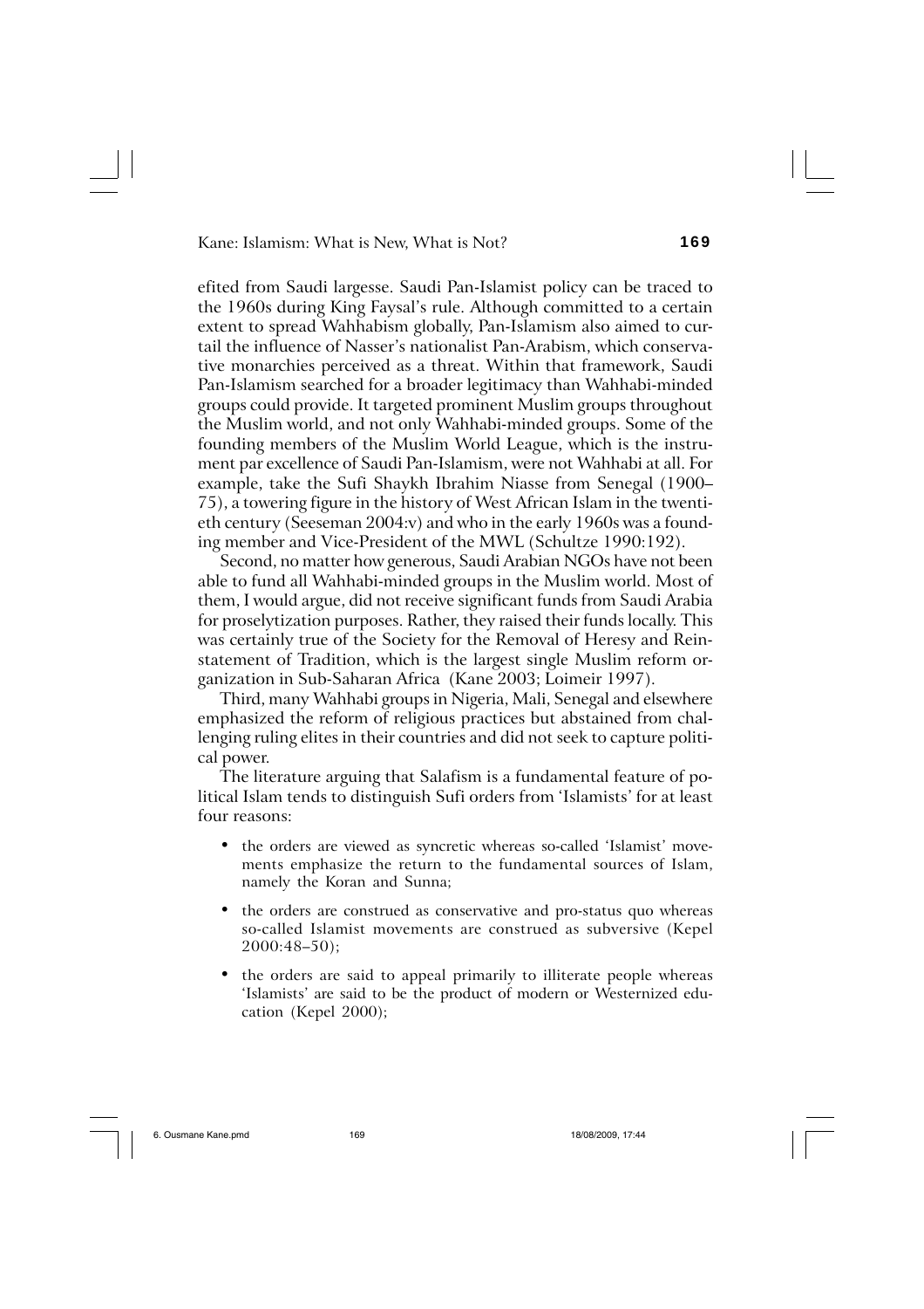efited from Saudi largesse. Saudi Pan-Islamist policy can be traced to the 1960s during King Faysal's rule. Although committed to a certain extent to spread Wahhabism globally, Pan-Islamism also aimed to curtail the influence of Nasser's nationalist Pan-Arabism, which conservative monarchies perceived as a threat. Within that framework, Saudi Pan-Islamism searched for a broader legitimacy than Wahhabi-minded groups could provide. It targeted prominent Muslim groups throughout the Muslim world, and not only Wahhabi-minded groups. Some of the founding members of the Muslim World League, which is the instrument par excellence of Saudi Pan-Islamism, were not Wahhabi at all. For example, take the Sufi Shaykh Ibrahim Niasse from Senegal (1900–75), a towering figure in the history of West African Islam in the twentieth century (Seeseman 2004:v) and who in the early 1960s was a founding member and Vice-President of the MWL (Schultze 1990:192).

Second, no matter how generous, Saudi Arabian NGOs have not been able to fund all Wahhabi-minded groups in the Muslim world. Most of them, I would argue, did not receive significant funds from Saudi Arabia for proselytization purposes. Rather, they raised their funds locally. This was certainly true of the Society for the Removal of Heresy and Reinstatement of Tradition, which is the largest single Muslim reform organization in Sub-Saharan Africa (Kane 2003; Loimeir 1997).

Third, many Wahhabi groups in Nigeria, Mali, Senegal and elsewhere emphasized the reform of religious practices but abstained from challenging ruling elites in their countries and did not seek to capture political power.

The literature arguing that Salafism is a fundamental feature of political Islam tends to distinguish Sufi orders from 'Islamists' for at least four reasons:

- the orders are viewed as syncretic whereas so-called 'Islamist' movements emphasize the return to the fundamental sources of Islam, namely the Koran and Sunna;
- the orders are construed as conservative and pro-status quo whereas so-called Islamist movements are construed as subversive (Kepel 2000:48–50);
- the orders are said to appeal primarily to illiterate people whereas 'Islamists' are said to be the product of modern or Westernized education (Kepel 2000);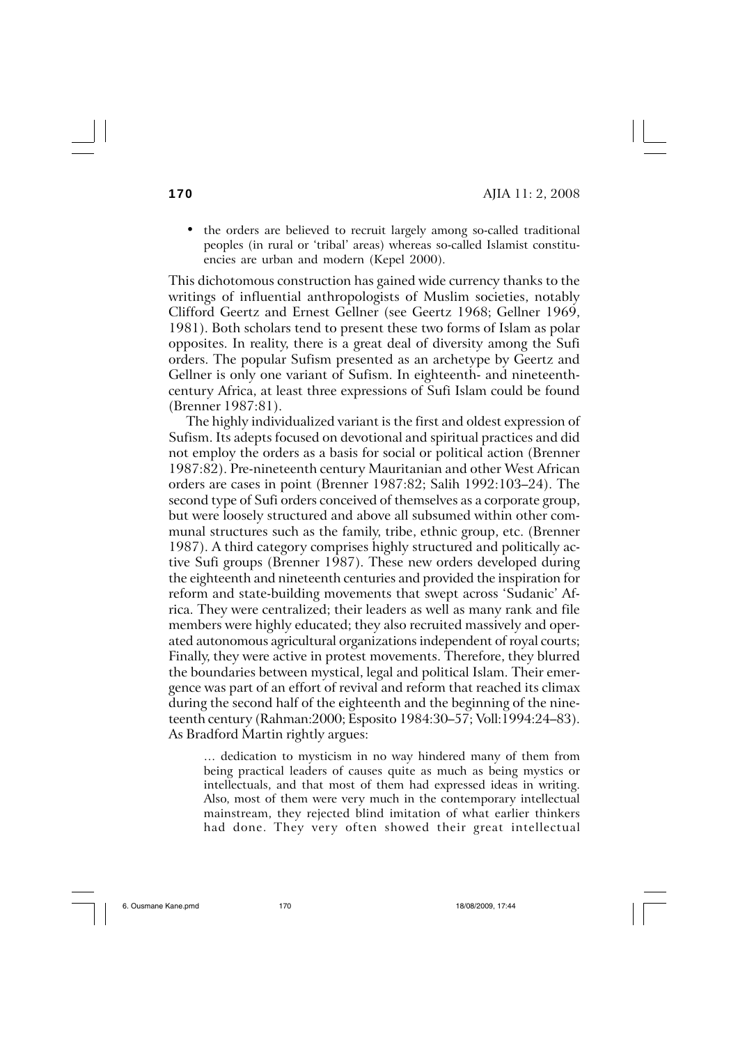- the orders are believed to recruit largely among so-called traditional peoples (in rural or 'tribal' areas) whereas so-called Islamist constituencies are urban and modern (Kepel 2000).

This dichotomous construction has gained wide currency thanks to the writings of influential anthropologists of Muslim societies, notably Clifford Geertz and Ernest Gellner (see Geertz 1968; Gellner 1969, 1981). Both scholars tend to present these two forms of Islam as polar opposites. In reality, there is a great deal of diversity among the Sufi orders. The popular Sufism presented as an archetype by Geertz and Gellner is only one variant of Sufism. In eighteenth- and nineteenth-century Africa, at least three expressions of Sufi Islam could be found (Brenner 1987:81).

The highly individualized variant is the first and oldest expression of Sufism. Its adepts focused on devotional and spiritual practices and did not employ the orders as a basis for social or political action (Brenner 1987:82). Pre-nineteenth century Mauritanian and other West African orders are cases in point (Brenner 1987:82; Salih 1992:103–24). The second type of Sufi orders conceived of themselves as a corporate group, but were loosely structured and above all subsumed within other communal structures such as the family, tribe, ethnic group, etc. (Brenner 1987). A third category comprises highly structured and politically active Sufi groups (Brenner 1987). These new orders developed during the eighteenth and nineteenth centuries and provided the inspiration for reform and state-building movements that swept across 'Sudanic' Africa. They were centralized; their leaders as well as many rank and file members were highly educated; they also recruited massively and operated autonomous agricultural organizations independent of royal courts; Finally, they were active in protest movements. Therefore, they blurred the boundaries between mystical, legal and political Islam. Their emergence was part of an effort of revival and reform that reached its climax during the second half of the eighteenth and the beginning of the nineteenth century (Rahman:2000; Esposito 1984:30–57; Voll:1994:24–83). As Bradford Martin rightly argues:

> ... dedication to mysticism in no way hindered many of them from being practical leaders of causes quite as much as being mystics or intellectuals, and that most of them had expressed ideas in writing. Also, most of them were very much in the contemporary intellectual mainstream, they rejected blind imitation of what earlier thinkers had done. They very often showed their great intellectual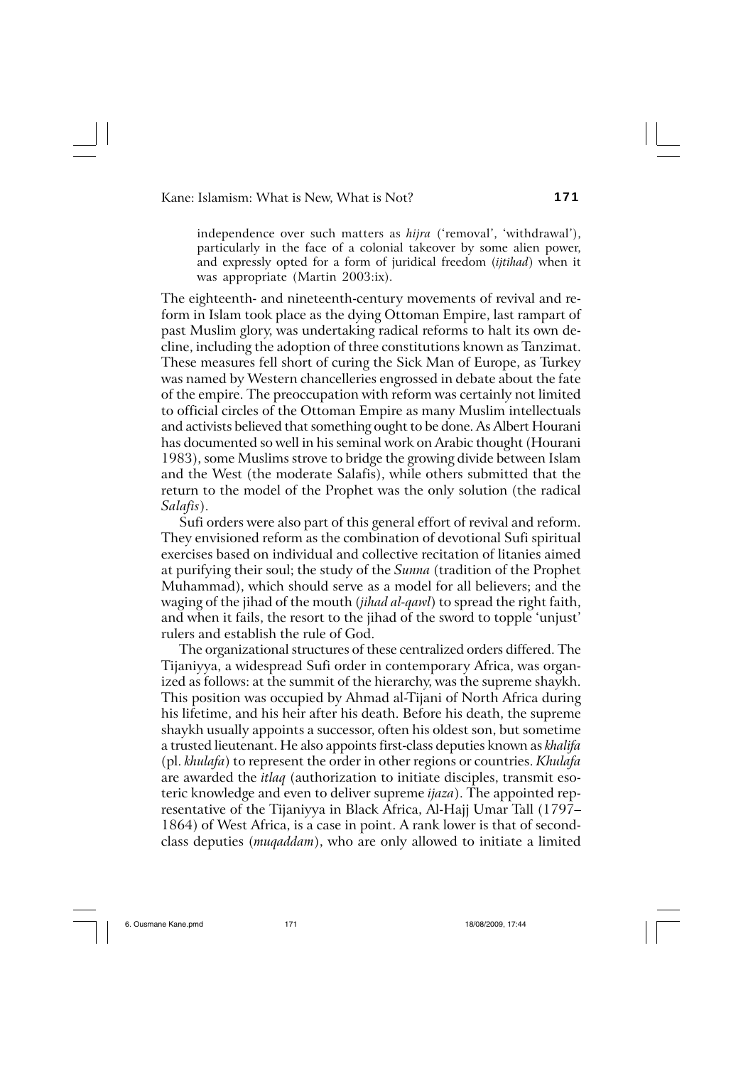independence over such matters as *hijra* ('removal', 'withdrawal'), particularly in the face of a colonial takeover by some alien power, and expressly opted for a form of juridical freedom (*ijtihad*) when it was appropriate (Martin 2003:ix).

The eighteenth- and nineteenth-century movements of revival and reform in Islam took place as the dying Ottoman Empire, last rampart of past Muslim glory, was undertaking radical reforms to halt its own decline, including the adoption of three constitutions known as Tanzimat. These measures fell short of curing the Sick Man of Europe, as Turkey was named by Western chancelleries engrossed in debate about the fate of the empire. The preoccupation with reform was certainly not limited to official circles of the Ottoman Empire as many Muslim intellectuals and activists believed that something ought to be done. As Albert Hourani has documented so well in his seminal work on Arabic thought (Hourani 1983), some Muslims strove to bridge the growing divide between Islam and the West (the moderate Salafis), while others submitted that the return to the model of the Prophet was the only solution (the radical *Salafis*).

Sufi orders were also part of this general effort of revival and reform. They envisioned reform as the combination of devotional Sufi spiritual exercises based on individual and collective recitation of litanies aimed at purifying their soul; the study of the *Sunna* (tradition of the Prophet Muhammad), which should serve as a model for all believers; and the waging of the jihad of the mouth (*jihad al-qawl*) to spread the right faith, and when it fails, the resort to the jihad of the sword to topple 'unjust' rulers and establish the rule of God.

The organizational structures of these centralized orders differed. The Tijaniyya, a widespread Sufi order in contemporary Africa, was organized as follows: at the summit of the hierarchy, was the supreme shaykh. This position was occupied by Ahmad al-Tijani of North Africa during his lifetime, and his heir after his death. Before his death, the supreme shaykh usually appoints a successor, often his oldest son, but sometime a trusted lieutenant. He also appoints first-class deputies known as *khalifa* (pl. *khulafa*) to represent the order in other regions or countries. *Khulafa* are awarded the *itlaq* (authorization to initiate disciples, transmit esoteric knowledge and even to deliver supreme *ijaza*). The appointed representative of the Tijaniyya in Black Africa, Al-Hajj Umar Tall (1797–1864) of West Africa, is a case in point. A rank lower is that of second-class deputies (*muqaddam*), who are only allowed to initiate a limited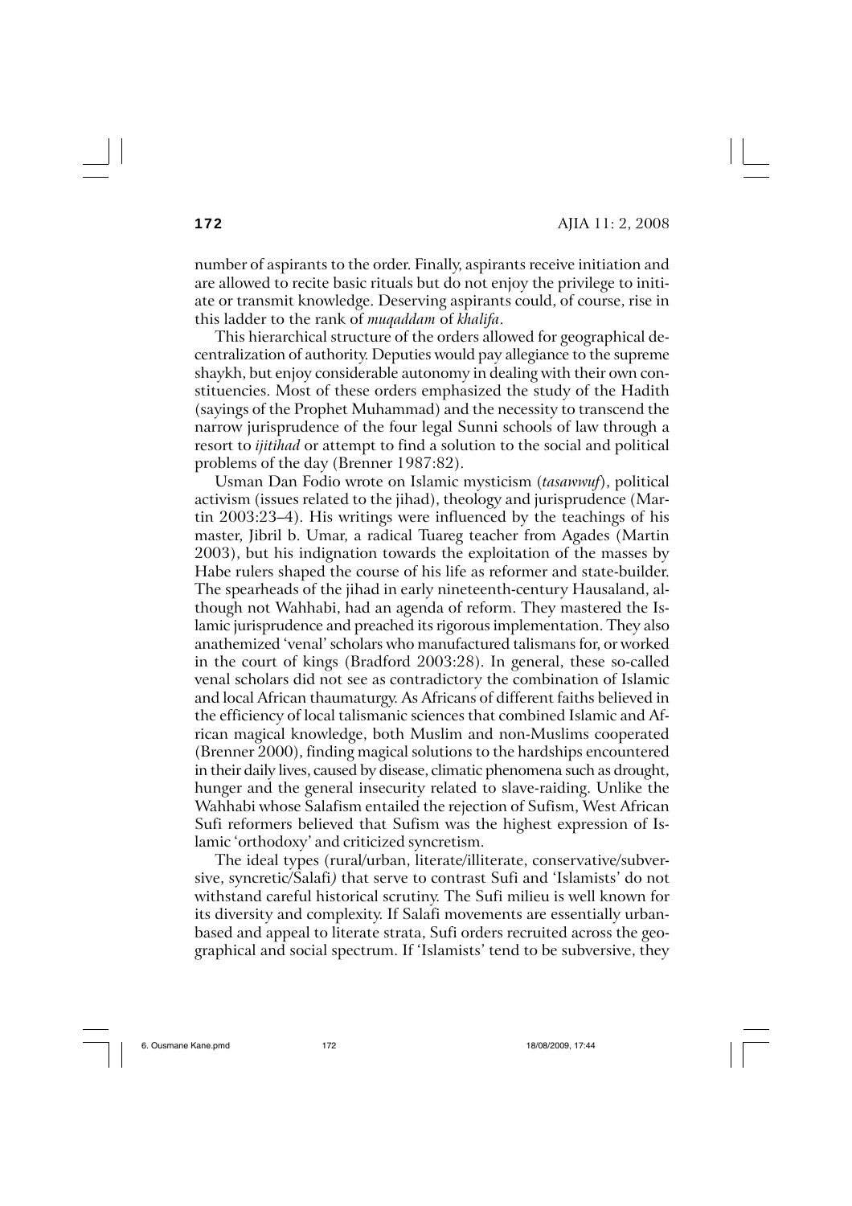number of aspirants to the order. Finally, aspirants receive initiation and are allowed to recite basic rituals but do not enjoy the privilege to initiate or transmit knowledge. Deserving aspirants could, of course, rise in this ladder to the rank of *muqaddam* of *khalifa*.

This hierarchical structure of the orders allowed for geographical decentralization of authority. Deputies would pay allegiance to the supreme shaykh, but enjoy considerable autonomy in dealing with their own constituencies. Most of these orders emphasized the study of the Hadith (sayings of the Prophet Muhammad) and the necessity to transcend the narrow jurisprudence of the four legal Sunni schools of law through a resort to *ijitihad* or attempt to find a solution to the social and political problems of the day (Brenner 1987:82).

Usman Dan Fodio wrote on Islamic mysticism (*tasawwuf*), political activism (issues related to the jihad), theology and jurisprudence (Martin 2003:23–4). His writings were influenced by the teachings of his master, Jibril b. Umar, a radical Tuareg teacher from Agades (Martin 2003), but his indignation towards the exploitation of the masses by Habe rulers shaped the course of his life as reformer and state-builder. The spearheads of the jihad in early nineteenth-century Hausaland, although not Wahhabi, had an agenda of reform. They mastered the Islamic jurisprudence and preached its rigorous implementation. They also anathemized 'venal' scholars who manufactured talismans for, or worked in the court of kings (Bradford 2003:28). In general, these so-called venal scholars did not see as contradictory the combination of Islamic and local African thaumaturgy. As Africans of different faiths believed in the efficiency of local talismanic sciences that combined Islamic and African magical knowledge, both Muslim and non-Muslims cooperated (Brenner 2000), finding magical solutions to the hardships encountered in their daily lives, caused by disease, climatic phenomena such as drought, hunger and the general insecurity related to slave-raiding. Unlike the Wahhabi whose Salafism entailed the rejection of Sufism, West African Sufi reformers believed that Sufism was the highest expression of Islamic 'orthodoxy' and criticized syncretism.

The ideal types (rural/urban, literate/illiterate, conservative/subversive, syncretic/Salafi) that serve to contrast Sufi and 'Islamists' do not withstand careful historical scrutiny. The Sufi milieu is well known for its diversity and complexity. If Salafi movements are essentially urban-based and appeal to literate strata, Sufi orders recruited across the geographical and social spectrum. If 'Islamists' tend to be subversive, they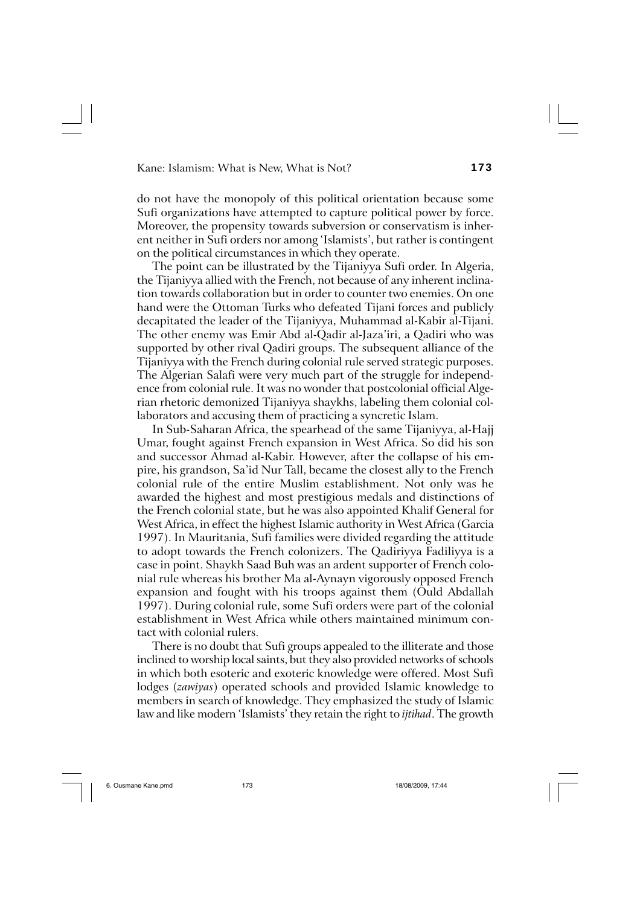do not have the monopoly of this political orientation because some Sufi organizations have attempted to capture political power by force. Moreover, the propensity towards subversion or conservatism is inherent neither in Sufi orders nor among 'Islamists', but rather is contingent on the political circumstances in which they operate.

The point can be illustrated by the Tijaniyya Sufi order. In Algeria, the Tijaniyya allied with the French, not because of any inherent inclination towards collaboration but in order to counter two enemies. On one hand were the Ottoman Turks who defeated Tijani forces and publicly decapitated the leader of the Tijaniyya, Muhammad al-Kabir al-Tijani. The other enemy was Emir Abd al-Qadir al-Jaza'iri, a Qadiri who was supported by other rival Qadiri groups. The subsequent alliance of the Tijaniyya with the French during colonial rule served strategic purposes. The Algerian Salafi were very much part of the struggle for independence from colonial rule. It was no wonder that postcolonial official Algerian rhetoric demonized Tijaniyya shaykhs, labeling them colonial collaborators and accusing them of practicing a syncretic Islam.

In Sub-Saharan Africa, the spearhead of the same Tijaniyya, al-Hajj Umar, fought against French expansion in West Africa. So did his son and successor Ahmad al-Kabir. However, after the collapse of his empire, his grandson, Sa'id Nur Tall, became the closest ally to the French colonial rule of the entire Muslim establishment. Not only was he awarded the highest and most prestigious medals and distinctions of the French colonial state, but he was also appointed Khalif General for West Africa, in effect the highest Islamic authority in West Africa (Garcia 1997). In Mauritania, Sufi families were divided regarding the attitude to adopt towards the French colonizers. The Qadiriyya Fadiliyya is a case in point. Shaykh Saad Buh was an ardent supporter of French colonial rule whereas his brother Ma al-Aynayn vigorously opposed French expansion and fought with his troops against them (Ould Abdallah 1997). During colonial rule, some Sufi orders were part of the colonial establishment in West Africa while others maintained minimum contact with colonial rulers.

There is no doubt that Sufi groups appealed to the illiterate and those inclined to worship local saints, but they also provided networks of schools in which both esoteric and exoteric knowledge were offered. Most Sufi lodges (*zawiyas*) operated schools and provided Islamic knowledge to members in search of knowledge. They emphasized the study of Islamic law and like modern 'Islamists' they retain the right to *ijtihad*. The growth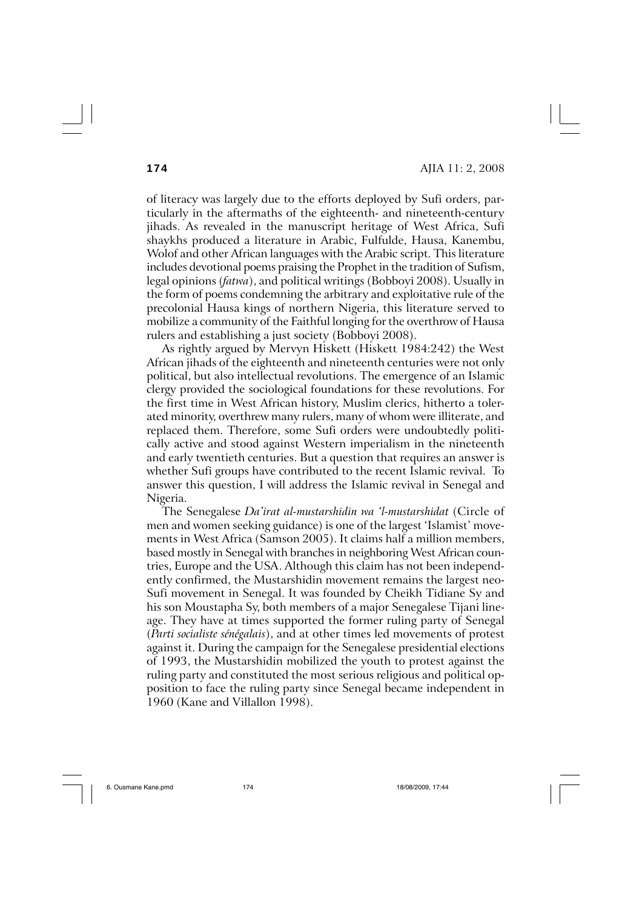of literacy was largely due to the efforts deployed by Sufi orders, particularly in the aftermaths of the eighteenth- and nineteenth-century jihads. As revealed in the manuscript heritage of West Africa, Sufi shaykhs produced a literature in Arabic, Fulfulde, Hausa, Kanembu, Wolof and other African languages with the Arabic script. This literature includes devotional poems praising the Prophet in the tradition of Sufism, legal opinions (*fatwa*), and political writings (Bobboyi 2008). Usually in the form of poems condemning the arbitrary and exploitative rule of the precolonial Hausa kings of northern Nigeria, this literature served to mobilize a community of the Faithful longing for the overthrow of Hausa rulers and establishing a just society (Bobboyi 2008).

As rightly argued by Mervyn Hiskett (Hiskett 1984:242) the West African jihads of the eighteenth and nineteenth centuries were not only political, but also intellectual revolutions. The emergence of an Islamic clergy provided the sociological foundations for these revolutions. For the first time in West African history, Muslim clerics, hitherto a tolerated minority, overthrew many rulers, many of whom were illiterate, and replaced them. Therefore, some Sufi orders were undoubtedly politically active and stood against Western imperialism in the nineteenth and early twentieth centuries. But a question that requires an answer is whether Sufi groups have contributed to the recent Islamic revival. To answer this question, I will address the Islamic revival in Senegal and Nigeria.

The Senegalese *Da'irat al-mustarshidin wa 'l-mustarshidat* (Circle of men and women seeking guidance) is one of the largest 'Islamist' movements in West Africa (Samson 2005). It claims half a million members, based mostly in Senegal with branches in neighboring West African countries, Europe and the USA. Although this claim has not been independently confirmed, the Mustarshidin movement remains the largest neo-Sufi movement in Senegal. It was founded by Cheikh Tidiane Sy and his son Moustapha Sy, both members of a major Senegalese Tijani lineage. They have at times supported the former ruling party of Senegal (*Parti socialiste sénégalais*), and at other times led movements of protest against it. During the campaign for the Senegalese presidential elections of 1993, the Mustarshidin mobilized the youth to protest against the ruling party and constituted the most serious religious and political opposition to face the ruling party since Senegal became independent in 1960 (Kane and Villallon 1998).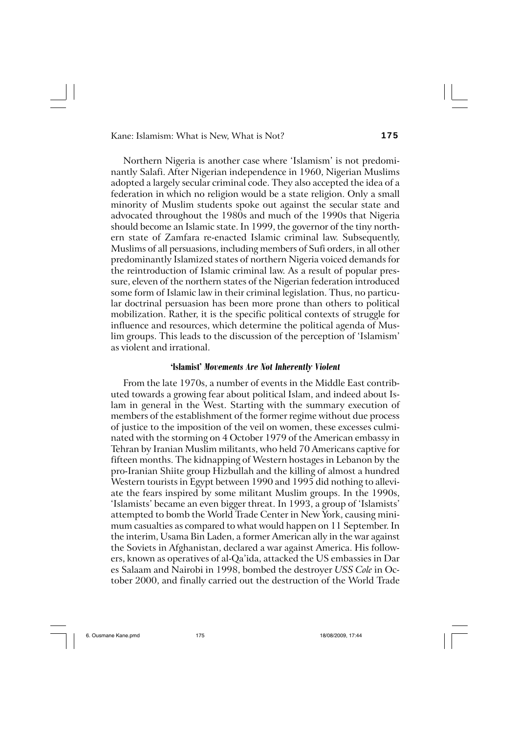Northern Nigeria is another case where 'Islamism' is not predominantly Salafi. After Nigerian independence in 1960, Nigerian Muslims adopted a largely secular criminal code. They also accepted the idea of a federation in which no religion would be a state religion. Only a small minority of Muslim students spoke out against the secular state and advocated throughout the 1980s and much of the 1990s that Nigeria should become an Islamic state. In 1999, the governor of the tiny northern state of Zamfara re-enacted Islamic criminal law. Subsequently, Muslims of all persuasions, including members of Sufi orders, in all other predominantly Islamized states of northern Nigeria voiced demands for the reintroduction of Islamic criminal law. As a result of popular pressure, eleven of the northern states of the Nigerian federation introduced some form of Islamic law in their criminal legislation. Thus, no particular doctrinal persuasion has been more prone than others to political mobilization. Rather, it is the specific political contexts of struggle for influence and resources, which determine the political agenda of Muslim groups. This leads to the discussion of the perception of 'Islamism' as violent and irrational.

### 'Islamist' *Movements Are Not Inherently Violent*

From the late 1970s, a number of events in the Middle East contributed towards a growing fear about political Islam, and indeed about Islam in general in the West. Starting with the summary execution of members of the establishment of the former regime without due process of justice to the imposition of the veil on women, these excesses culminated with the storming on 4 October 1979 of the American embassy in Tehran by Iranian Muslim militants, who held 70 Americans captive for fifteen months. The kidnapping of Western hostages in Lebanon by the pro-Iranian Shiite group Hizbullah and the killing of almost a hundred Western tourists in Egypt between 1990 and 1995 did nothing to alleviate the fears inspired by some militant Muslim groups. In the 1990s, 'Islamists' became an even bigger threat. In 1993, a group of 'Islamists' attempted to bomb the World Trade Center in New York, causing minimum casualties as compared to what would happen on 11 September. In the interim, Usama Bin Laden, a former American ally in the war against the Soviets in Afghanistan, declared a war against America. His followers, known as operatives of al-Qa'ida, attacked the US embassies in Dar es Salaam and Nairobi in 1998, bombed the destroyer *USS Cole* in October 2000, and finally carried out the destruction of the World Trade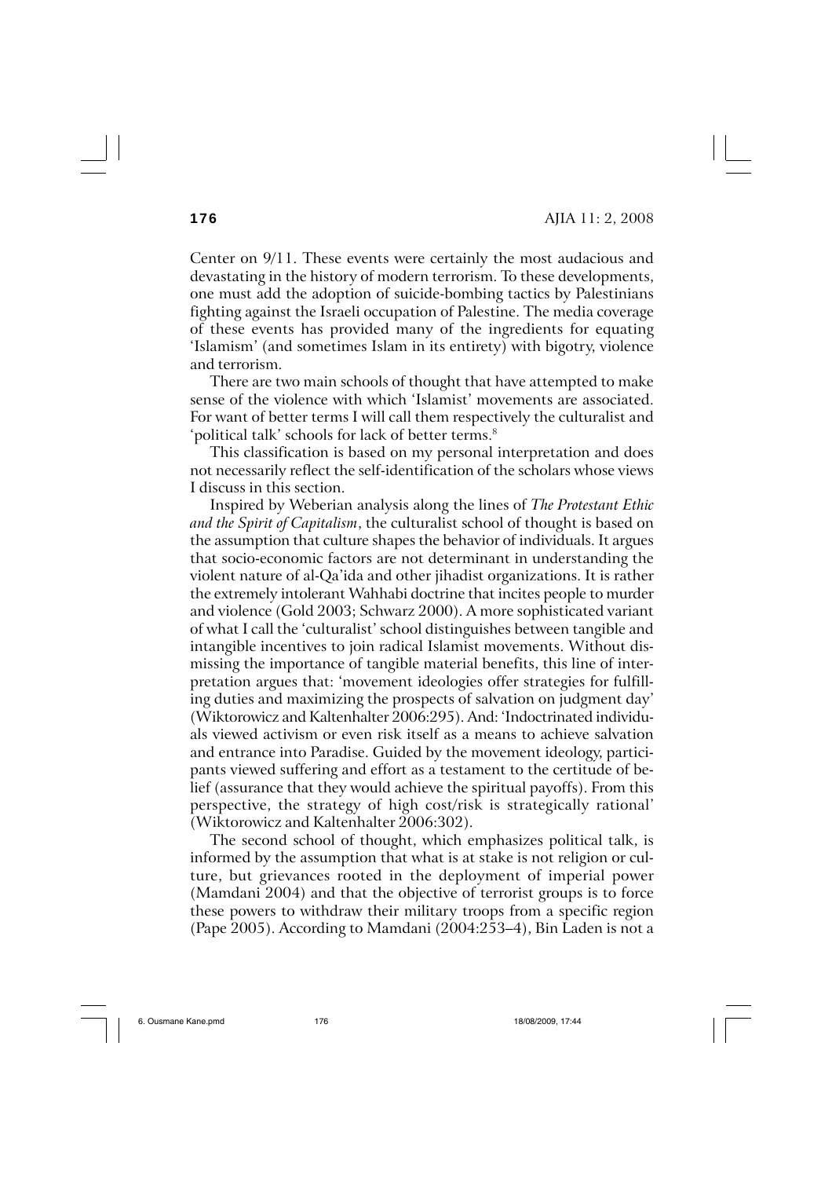Center on 9/11. These events were certainly the most audacious and devastating in the history of modern terrorism. To these developments, one must add the adoption of suicide-bombing tactics by Palestinians fighting against the Israeli occupation of Palestine. The media coverage of these events has provided many of the ingredients for equating 'Islamism' (and sometimes Islam in its entirety) with bigotry, violence and terrorism.

There are two main schools of thought that have attempted to make sense of the violence with which 'Islamist' movements are associated. For want of better terms I will call them respectively the culturalist and 'political talk' schools for lack of better terms.[8]

This classification is based on my personal interpretation and does not necessarily reflect the self-identification of the scholars whose views I discuss in this section.

Inspired by Weberian analysis along the lines of *The Protestant Ethic and the Spirit of Capitalism*, the culturalist school of thought is based on the assumption that culture shapes the behavior of individuals. It argues that socio-economic factors are not determinant in understanding the violent nature of al-Qa'ida and other jihadist organizations. It is rather the extremely intolerant Wahhabi doctrine that incites people to murder and violence (Gold 2003; Schwarz 2000). A more sophisticated variant of what I call the 'culturalist' school distinguishes between tangible and intangible incentives to join radical Islamist movements. Without dismissing the importance of tangible material benefits, this line of interpretation argues that: 'movement ideologies offer strategies for fulfilling duties and maximizing the prospects of salvation on judgment day' (Wiktorowicz and Kaltenhalter 2006:295). And: 'Indoctrinated individuals viewed activism or even risk itself as a means to achieve salvation and entrance into Paradise. Guided by the movement ideology, participants viewed suffering and effort as a testament to the certitude of belief (assurance that they would achieve the spiritual payoffs). From this perspective, the strategy of high cost/risk is strategically rational' (Wiktorowicz and Kaltenhalter 2006:302).

The second school of thought, which emphasizes political talk, is informed by the assumption that what is at stake is not religion or culture, but grievances rooted in the deployment of imperial power (Mamdani 2004) and that the objective of terrorist groups is to force these powers to withdraw their military troops from a specific region (Pape 2005). According to Mamdani (2004:253–4), Bin Laden is not a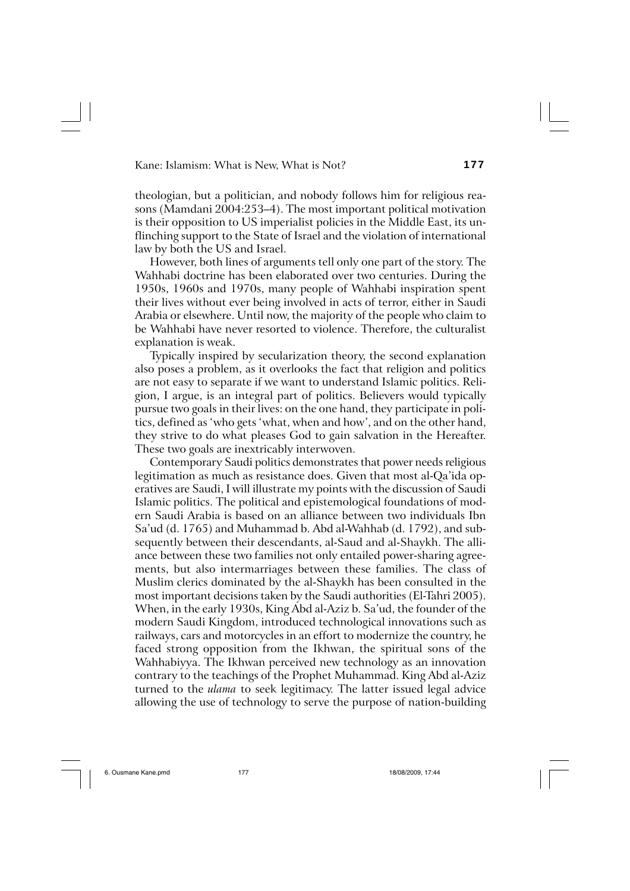theologian, but a politician, and nobody follows him for religious reasons (Mamdani 2004:253–4). The most important political motivation is their opposition to US imperialist policies in the Middle East, its unflinching support to the State of Israel and the violation of international law by both the US and Israel.

However, both lines of arguments tell only one part of the story. The Wahhabi doctrine has been elaborated over two centuries. During the 1950s, 1960s and 1970s, many people of Wahhabi inspiration spent their lives without ever being involved in acts of terror, either in Saudi Arabia or elsewhere. Until now, the majority of the people who claim to be Wahhabi have never resorted to violence. Therefore, the culturalist explanation is weak.

Typically inspired by secularization theory, the second explanation also poses a problem, as it overlooks the fact that religion and politics are not easy to separate if we want to understand Islamic politics. Religion, I argue, is an integral part of politics. Believers would typically pursue two goals in their lives: on the one hand, they participate in politics, defined as 'who gets 'what, when and how', and on the other hand, they strive to do what pleases God to gain salvation in the Hereafter. These two goals are inextricably interwoven.

Contemporary Saudi politics demonstrates that power needs religious legitimation as much as resistance does. Given that most al-Qa'ida operatives are Saudi, I will illustrate my points with the discussion of Saudi Islamic politics. The political and epistemological foundations of modern Saudi Arabia is based on an alliance between two individuals Ibn Sa'ud (d. 1765) and Muhammad b. Abd al-Wahhab (d. 1792), and subsequently between their descendants, al-Saud and al-Shaykh. The alliance between these two families not only entailed power-sharing agreements, but also intermarriages between these families. The class of Muslim clerics dominated by the al-Shaykh has been consulted in the most important decisions taken by the Saudi authorities (El-Tahri 2005). When, in the early 1930s, King Abd al-Aziz b. Sa'ud, the founder of the modern Saudi Kingdom, introduced technological innovations such as railways, cars and motorcycles in an effort to modernize the country, he faced strong opposition from the Ikhwan, the spiritual sons of the Wahhabiyya. The Ikhwan perceived new technology as an innovation contrary to the teachings of the Prophet Muhammad. King Abd al-Aziz turned to the *ulama* to seek legitimacy. The latter issued legal advice allowing the use of technology to serve the purpose of nation-building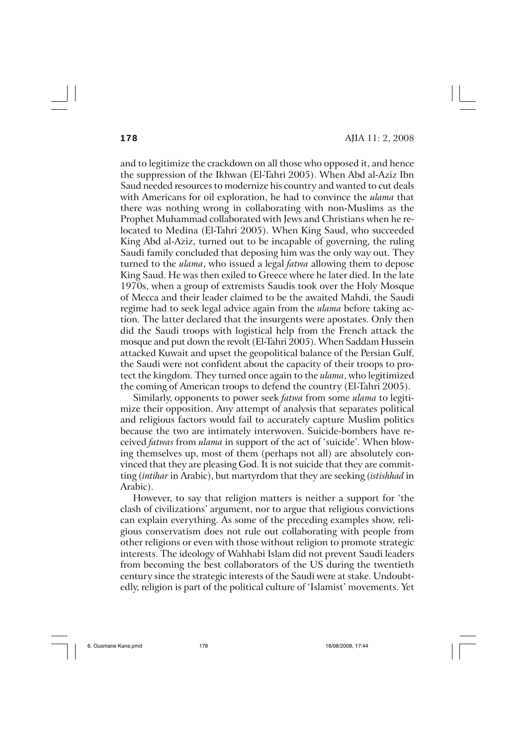and to legitimize the crackdown on all those who opposed it, and hence the suppression of the Ikhwan (El-Tahri 2005). When Abd al-Aziz Ibn Saud needed resources to modernize his country and wanted to cut deals with Americans for oil exploration, he had to convince the *ulama* that there was nothing wrong in collaborating with non-Muslims as the Prophet Muhammad collaborated with Jews and Christians when he relocated to Medina (El-Tahri 2005). When King Saud, who succeeded King Abd al-Aziz, turned out to be incapable of governing, the ruling Saudi family concluded that deposing him was the only way out. They turned to the *ulama*, who issued a legal *fatwa* allowing them to depose King Saud. He was then exiled to Greece where he later died. In the late 1970s, when a group of extremists Saudis took over the Holy Mosque of Mecca and their leader claimed to be the awaited Mahdi, the Saudi regime had to seek legal advice again from the *ulama* before taking action. The latter declared that the insurgents were apostates. Only then did the Saudi troops with logistical help from the French attack the mosque and put down the revolt (El-Tahri 2005). When Saddam Hussein attacked Kuwait and upset the geopolitical balance of the Persian Gulf, the Saudi were not confident about the capacity of their troops to protect the kingdom. They turned once again to the *ulama*, who legitimized the coming of American troops to defend the country (El-Tahri 2005).

Similarly, opponents to power seek *fatwa* from some *ulama* to legitimize their opposition. Any attempt of analysis that separates political and religious factors would fail to accurately capture Muslim politics because the two are intimately interwoven. Suicide-bombers have received *fatwas* from *ulama* in support of the act of 'suicide'. When blowing themselves up, most of them (perhaps not all) are absolutely convinced that they are pleasing God. It is not suicide that they are committing (*intihar* in Arabic), but martyrdom that they are seeking (*istishhad* in Arabic).

However, to say that religion matters is neither a support for 'the clash of civilizations' argument, nor to argue that religious convictions can explain everything. As some of the preceding examples show, religious conservatism does not rule out collaborating with people from other religions or even with those without religion to promote strategic interests. The ideology of Wahhabi Islam did not prevent Saudi leaders from becoming the best collaborators of the US during the twentieth century since the strategic interests of the Saudi were at stake. Undoubtedly, religion is part of the political culture of 'Islamist' movements. Yet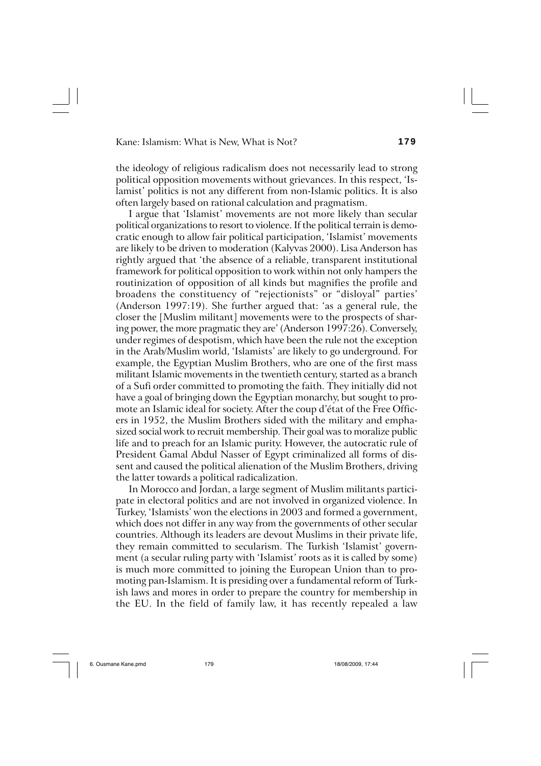the ideology of religious radicalism does not necessarily lead to strong political opposition movements without grievances. In this respect, 'Islamist' politics is not any different from non-Islamic politics. It is also often largely based on rational calculation and pragmatism.

I argue that 'Islamist' movements are not more likely than secular political organizations to resort to violence. If the political terrain is democratic enough to allow fair political participation, 'Islamist' movements are likely to be driven to moderation (Kalyvas 2000). Lisa Anderson has rightly argued that 'the absence of a reliable, transparent institutional framework for political opposition to work within not only hampers the routinization of opposition of all kinds but magnifies the profile and broadens the constituency of "rejectionists" or "disloyal" parties' (Anderson 1997:19). She further argued that: 'as a general rule, the closer the [Muslim militant] movements were to the prospects of sharing power, the more pragmatic they are' (Anderson 1997:26). Conversely, under regimes of despotism, which have been the rule not the exception in the Arab/Muslim world, 'Islamists' are likely to go underground. For example, the Egyptian Muslim Brothers, who are one of the first mass militant Islamic movements in the twentieth century, started as a branch of a Sufi order committed to promoting the faith. They initially did not have a goal of bringing down the Egyptian monarchy, but sought to promote an Islamic ideal for society. After the coup d'état of the Free Officers in 1952, the Muslim Brothers sided with the military and emphasized social work to recruit membership. Their goal was to moralize public life and to preach for an Islamic purity. However, the autocratic rule of President Gamal Abdul Nasser of Egypt criminalized all forms of dissent and caused the political alienation of the Muslim Brothers, driving the latter towards a political radicalization.

In Morocco and Jordan, a large segment of Muslim militants participate in electoral politics and are not involved in organized violence. In Turkey, 'Islamists' won the elections in 2003 and formed a government, which does not differ in any way from the governments of other secular countries. Although its leaders are devout Muslims in their private life, they remain committed to secularism. The Turkish 'Islamist' government (a secular ruling party with 'Islamist' roots as it is called by some) is much more committed to joining the European Union than to promoting pan-Islamism. It is presiding over a fundamental reform of Turkish laws and mores in order to prepare the country for membership in the EU. In the field of family law, it has recently repealed a law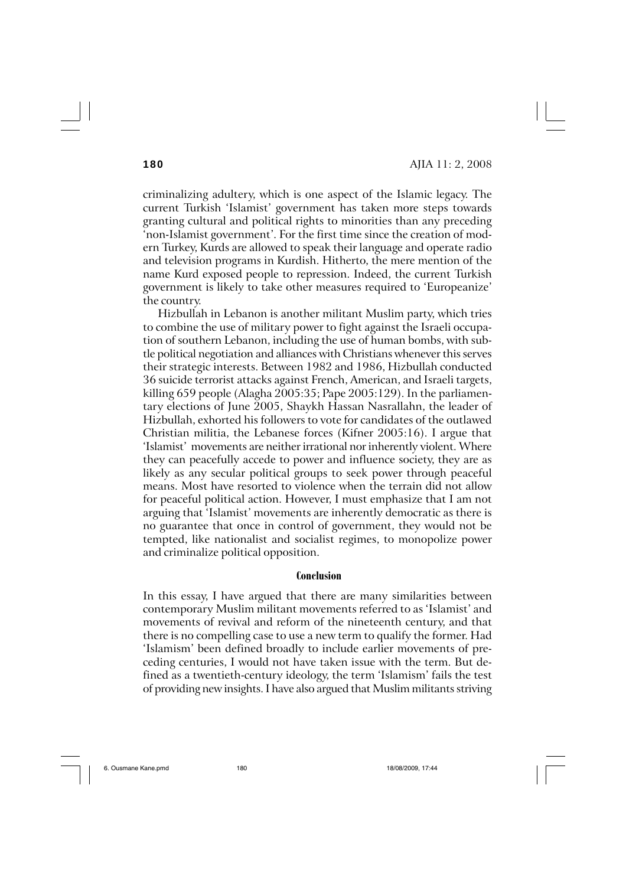criminalizing adultery, which is one aspect of the Islamic legacy. The current Turkish 'Islamist' government has taken more steps towards granting cultural and political rights to minorities than any preceding 'non-Islamist government'. For the first time since the creation of modern Turkey, Kurds are allowed to speak their language and operate radio and television programs in Kurdish. Hitherto, the mere mention of the name Kurd exposed people to repression. Indeed, the current Turkish government is likely to take other measures required to 'Europeanize' the country.

Hizbullah in Lebanon is another militant Muslim party, which tries to combine the use of military power to fight against the Israeli occupation of southern Lebanon, including the use of human bombs, with subtle political negotiation and alliances with Christians whenever this serves their strategic interests. Between 1982 and 1986, Hizbullah conducted 36 suicide terrorist attacks against French, American, and Israeli targets, killing 659 people (Alagha 2005:35; Pape 2005:129). In the parliamentary elections of June 2005, Shaykh Hassan Nasrallahn, the leader of Hizbullah, exhorted his followers to vote for candidates of the outlawed Christian militia, the Lebanese forces (Kifner 2005:16). I argue that 'Islamist' movements are neither irrational nor inherently violent. Where they can peacefully accede to power and influence society, they are as likely as any secular political groups to seek power through peaceful means. Most have resorted to violence when the terrain did not allow for peaceful political action. However, I must emphasize that I am not arguing that 'Islamist' movements are inherently democratic as there is no guarantee that once in control of government, they would not be tempted, like nationalist and socialist regimes, to monopolize power and criminalize political opposition.

## Conclusion

In this essay, I have argued that there are many similarities between contemporary Muslim militant movements referred to as 'Islamist' and movements of revival and reform of the nineteenth century, and that there is no compelling case to use a new term to qualify the former. Had 'Islamism' been defined broadly to include earlier movements of preceding centuries, I would not have taken issue with the term. But defined as a twentieth-century ideology, the term 'Islamism' fails the test of providing new insights. I have also argued that Muslim militants striving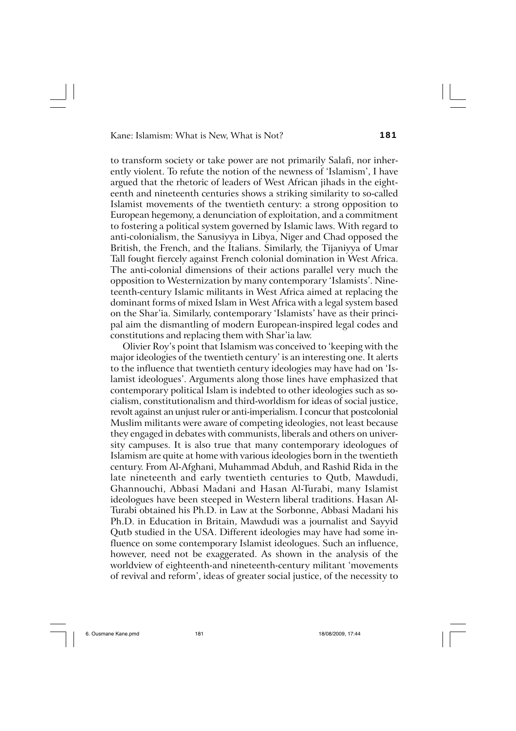to transform society or take power are not primarily Salafi, nor inherently violent. To refute the notion of the newness of 'Islamism', I have argued that the rhetoric of leaders of West African jihads in the eighteenth and nineteenth centuries shows a striking similarity to so-called Islamist movements of the twentieth century: a strong opposition to European hegemony, a denunciation of exploitation, and a commitment to fostering a political system governed by Islamic laws. With regard to anti-colonialism, the Sanusiyya in Libya, Niger and Chad opposed the British, the French, and the Italians. Similarly, the Tijaniyya of Umar Tall fought fiercely against French colonial domination in West Africa. The anti-colonial dimensions of their actions parallel very much the opposition to Westernization by many contemporary 'Islamists'. Nineteenth-century Islamic militants in West Africa aimed at replacing the dominant forms of mixed Islam in West Africa with a legal system based on the Shar'ia. Similarly, contemporary 'Islamists' have as their principal aim the dismantling of modern European-inspired legal codes and constitutions and replacing them with Shar'ia law.

Olivier Roy's point that Islamism was conceived to 'keeping with the major ideologies of the twentieth century' is an interesting one. It alerts to the influence that twentieth century ideologies may have had on 'Islamist ideologues'. Arguments along those lines have emphasized that contemporary political Islam is indebted to other ideologies such as socialism, constitutionalism and third-worldism for ideas of social justice, revolt against an unjust ruler or anti-imperialism. I concur that postcolonial Muslim militants were aware of competing ideologies, not least because they engaged in debates with communists, liberals and others on university campuses. It is also true that many contemporary ideologues of Islamism are quite at home with various ideologies born in the twentieth century. From Al-Afghani, Muhammad Abduh, and Rashid Rida in the late nineteenth and early twentieth centuries to Qutb, Mawdudi, Ghannouchi, Abbasi Madani and Hasan Al-Turabi, many Islamist ideologues have been steeped in Western liberal traditions. Hasan Al-Turabi obtained his Ph.D. in Law at the Sorbonne, Abbasi Madani his Ph.D. in Education in Britain, Mawdudi was a journalist and Sayyid Qutb studied in the USA. Different ideologies may have had some influence on some contemporary Islamist ideologues. Such an influence, however, need not be exaggerated. As shown in the analysis of the worldview of eighteenth-and nineteenth-century militant 'movements of revival and reform', ideas of greater social justice, of the necessity to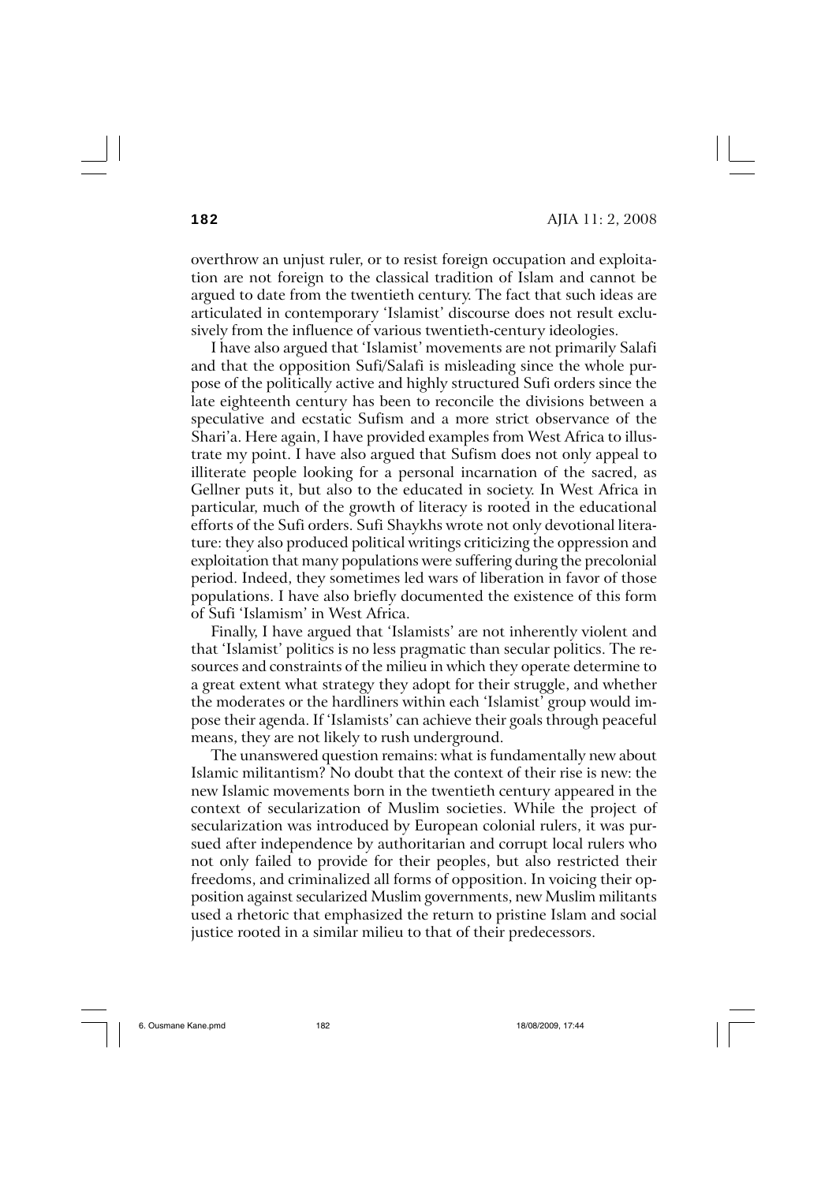overthrow an unjust ruler, or to resist foreign occupation and exploitation are not foreign to the classical tradition of Islam and cannot be argued to date from the twentieth century. The fact that such ideas are articulated in contemporary 'Islamist' discourse does not result exclusively from the influence of various twentieth-century ideologies.

I have also argued that 'Islamist' movements are not primarily Salafi and that the opposition Sufi/Salafi is misleading since the whole purpose of the politically active and highly structured Sufi orders since the late eighteenth century has been to reconcile the divisions between a speculative and ecstatic Sufism and a more strict observance of the Shari'a. Here again, I have provided examples from West Africa to illustrate my point. I have also argued that Sufism does not only appeal to illiterate people looking for a personal incarnation of the sacred, as Gellner puts it, but also to the educated in society. In West Africa in particular, much of the growth of literacy is rooted in the educational efforts of the Sufi orders. Sufi Shaykhs wrote not only devotional literature: they also produced political writings criticizing the oppression and exploitation that many populations were suffering during the precolonial period. Indeed, they sometimes led wars of liberation in favor of those populations. I have also briefly documented the existence of this form of Sufi 'Islamism' in West Africa.

Finally, I have argued that 'Islamists' are not inherently violent and that 'Islamist' politics is no less pragmatic than secular politics. The resources and constraints of the milieu in which they operate determine to a great extent what strategy they adopt for their struggle, and whether the moderates or the hardliners within each 'Islamist' group would impose their agenda. If 'Islamists' can achieve their goals through peaceful means, they are not likely to rush underground.

The unanswered question remains: what is fundamentally new about Islamic militantism? No doubt that the context of their rise is new: the new Islamic movements born in the twentieth century appeared in the context of secularization of Muslim societies. While the project of secularization was introduced by European colonial rulers, it was pursued after independence by authoritarian and corrupt local rulers who not only failed to provide for their peoples, but also restricted their freedoms, and criminalized all forms of opposition. In voicing their opposition against secularized Muslim governments, new Muslim militants used a rhetoric that emphasized the return to pristine Islam and social justice rooted in a similar milieu to that of their predecessors.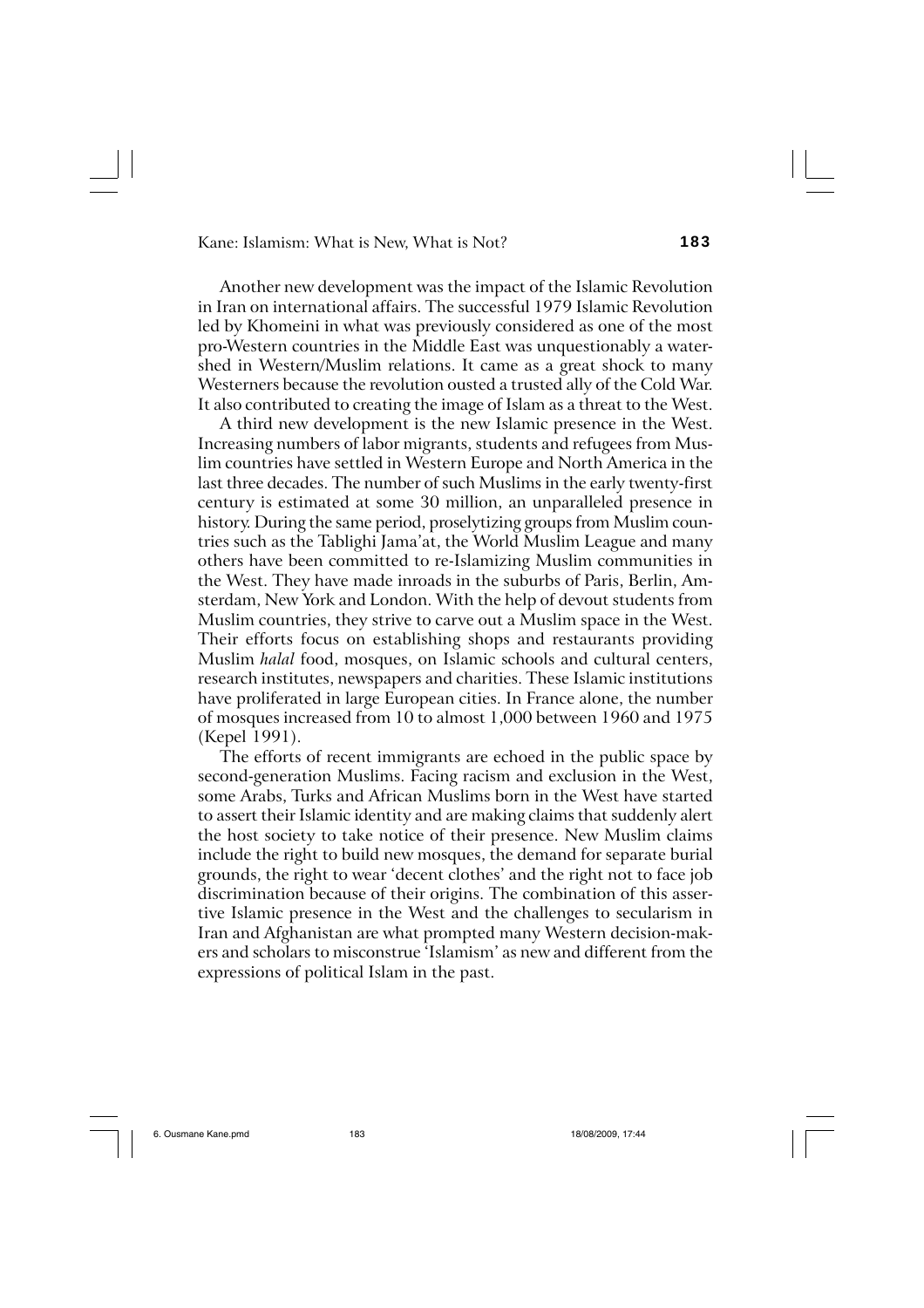Another new development was the impact of the Islamic Revolution in Iran on international affairs. The successful 1979 Islamic Revolution led by Khomeini in what was previously considered as one of the most pro-Western countries in the Middle East was unquestionably a watershed in Western/Muslim relations. It came as a great shock to many Westerners because the revolution ousted a trusted ally of the Cold War. It also contributed to creating the image of Islam as a threat to the West.

A third new development is the new Islamic presence in the West. Increasing numbers of labor migrants, students and refugees from Muslim countries have settled in Western Europe and North America in the last three decades. The number of such Muslims in the early twenty-first century is estimated at some 30 million, an unparalleled presence in history. During the same period, proselytizing groups from Muslim countries such as the Tablighi Jama'at, the World Muslim League and many others have been committed to re-Islamizing Muslim communities in the West. They have made inroads in the suburbs of Paris, Berlin, Amsterdam, New York and London. With the help of devout students from Muslim countries, they strive to carve out a Muslim space in the West. Their efforts focus on establishing shops and restaurants providing Muslim *halal* food, mosques, on Islamic schools and cultural centers, research institutes, newspapers and charities. These Islamic institutions have proliferated in large European cities. In France alone, the number of mosques increased from 10 to almost 1,000 between 1960 and 1975 (Kepel 1991).

The efforts of recent immigrants are echoed in the public space by second-generation Muslims. Facing racism and exclusion in the West, some Arabs, Turks and African Muslims born in the West have started to assert their Islamic identity and are making claims that suddenly alert the host society to take notice of their presence. New Muslim claims include the right to build new mosques, the demand for separate burial grounds, the right to wear 'decent clothes' and the right not to face job discrimination because of their origins. The combination of this assertive Islamic presence in the West and the challenges to secularism in Iran and Afghanistan are what prompted many Western decision-makers and scholars to misconstrue 'Islamism' as new and different from the expressions of political Islam in the past.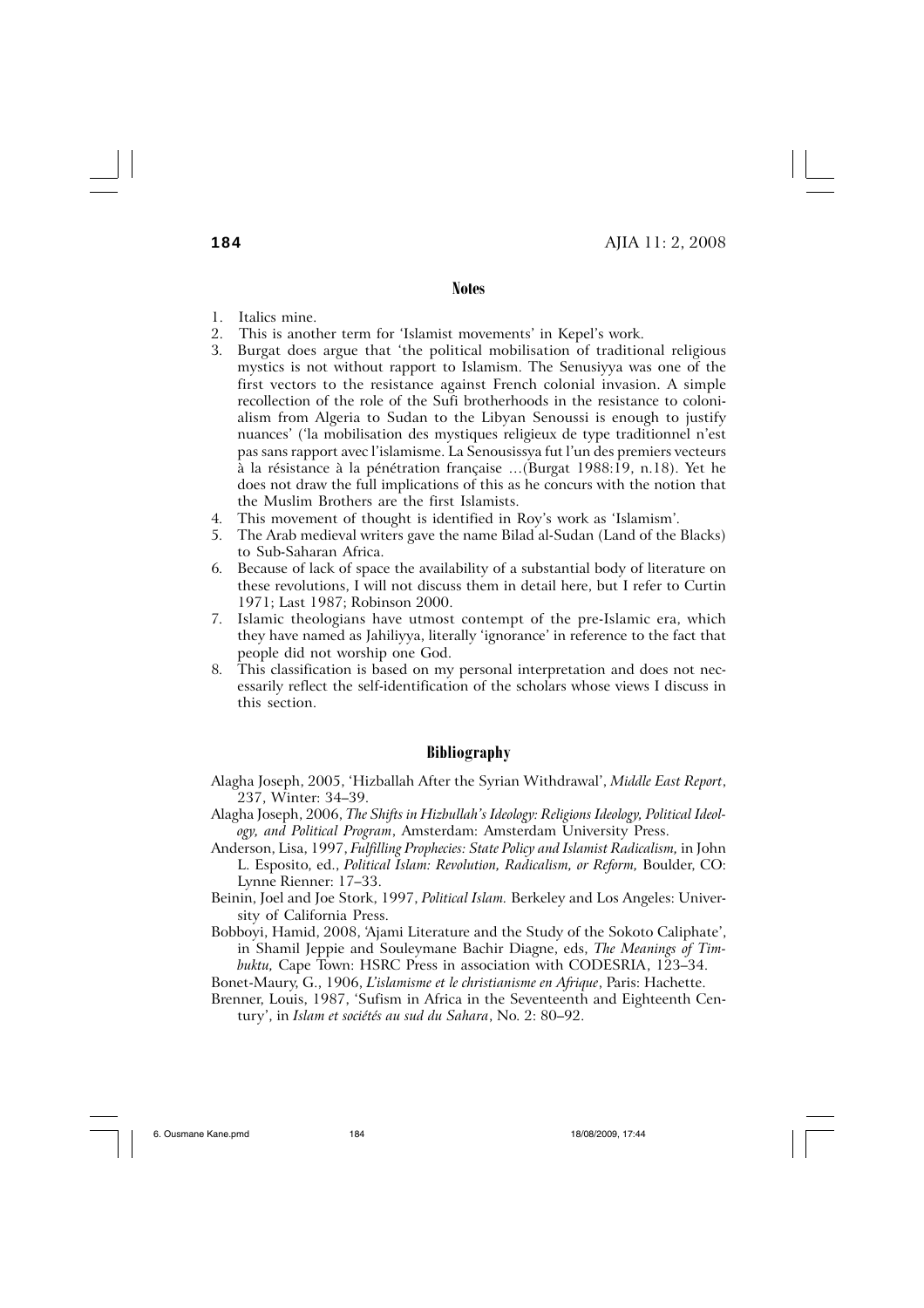## Notes

1. Italics mine.
2. This is another term for 'Islamist movements' in Kepel's work.
3. Burgat does argue that 'the political mobilisation of traditional religious mystics is not without rapport to Islamism. The Senusiyya was one of the first vectors to the resistance against French colonial invasion. A simple recollection of the role of the Sufi brotherhoods in the resistance to colonialism from Algeria to Sudan to the Libyan Senoussi is enough to justify nuances' ('la mobilisation des mystiques religieux de type traditionnel n'est pas sans rapport avec l'islamisme. La Senousissya fut l'un des premiers vecteurs à la résistance à la pénétration française …(Burgat 1988:19, n.18). Yet he does not draw the full implications of this as he concurs with the notion that the Muslim Brothers are the first Islamists.
4. This movement of thought is identified in Roy's work as 'Islamism'.
5. The Arab medieval writers gave the name Bilad al-Sudan (Land of the Blacks) to Sub-Saharan Africa.
6. Because of lack of space the availability of a substantial body of literature on these revolutions, I will not discuss them in detail here, but I refer to Curtin 1971; Last 1987; Robinson 2000.
7. Islamic theologians have utmost contempt of the pre-Islamic era, which they have named as Jahiliyya, literally 'ignorance' in reference to the fact that people did not worship one God.
8. This classification is based on my personal interpretation and does not necessarily reflect the self-identification of the scholars whose views I discuss in this section.

## Bibliography

Alagha Joseph, 2005, 'Hizballah After the Syrian Withdrawal', *Middle East Report*, 237, Winter: 34–39.

Alagha Joseph, 2006, *The Shifts in Hizbullah's Ideology: Religions Ideology, Political Ideology, and Political Program*, Amsterdam: Amsterdam University Press.

Anderson, Lisa, 1997, *Fulfilling Prophecies: State Policy and Islamist Radicalism,* in John L. Esposito, ed., *Political Islam: Revolution, Radicalism, or Reform,* Boulder, CO: Lynne Rienner: 17–33.

Beinin, Joel and Joe Stork, 1997, *Political Islam.* Berkeley and Los Angeles: University of California Press.

Bobboyi, Hamid, 2008, 'Ajami Literature and the Study of the Sokoto Caliphate', in Shamil Jeppie and Souleymane Bachir Diagne, eds, *The Meanings of Timbuktu,* Cape Town: HSRC Press in association with CODESRIA, 123–34.

Bonet-Maury, G., 1906, *L'islamisme et le christianisme en Afrique*, Paris: Hachette.

Brenner, Louis, 1987, 'Sufism in Africa in the Seventeenth and Eighteenth Century', in *Islam et sociétés au sud du Sahara*, No. 2: 80–92.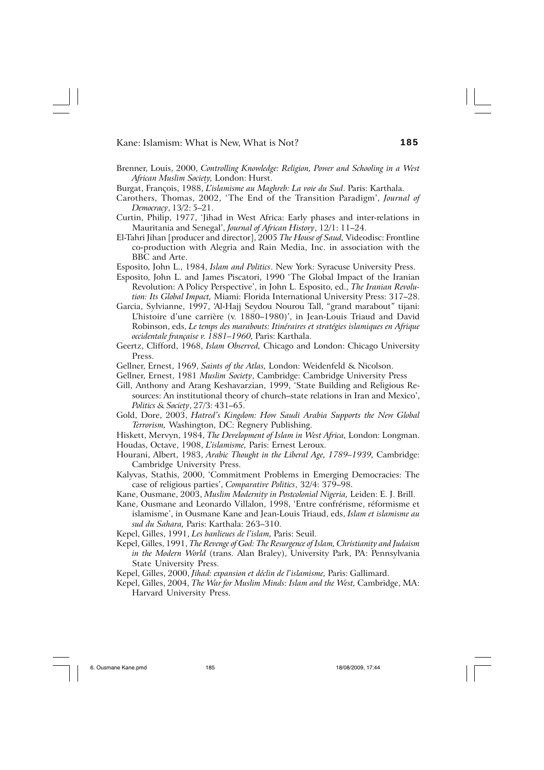Brenner, Louis, 2000, *Controlling Knowledge: Religion, Power and Schooling in a West African Muslim Society,* London: Hurst.

Burgat, François, 1988, *L'islamisme au Maghreb: La voie du Sud*. Paris: Karthala.

Carothers, Thomas, 2002, 'The End of the Transition Paradigm', *Journal of Democracy*, 13/2: 5–21.

Curtin, Philip, 1977, 'Jihad in West Africa: Early phases and inter-relations in Mauritania and Senegal', *Journal of African History*, 12/1: 11–24.

El-Tahri Jihan [producer and director], 2005 *The House of Saud,* Videodisc: Frontline co-production with Alegria and Rain Media, Inc. in association with the BBC and Arte.

Esposito, John L., 1984, *Islam and Politics*. New York: Syracuse University Press.

Esposito, John L. and James Piscatori, 1990 'The Global Impact of the Iranian Revolution: A Policy Perspective', in John L. Esposito, ed., *The Iranian Revolution: Its Global Impact,* Miami: Florida International University Press: 317–28.

Garcia, Sylvianne, 1997, 'Al-Hajj Seydou Nourou Tall, "grand marabout" tijani: L'histoire d'une carrière (v. 1880–1980)', in Jean-Louis Triaud and David Robinson, eds, *Le temps des marabouts: Itinéraires et stratégies islamiques en Afrique occidentale française v. 1881–1960,* Paris: Karthala.

Geertz, Clifford, 1968, *Islam Observed,* Chicago and London: Chicago University Press.

Gellner, Ernest, 1969, *Saints of the Atlas,* London: Weidenfeld & Nicolson.

Gellner, Ernest, 1981 *Muslim Society*, Cambridge: Cambridge University Press

Gill, Anthony and Arang Keshavarzian, 1999, 'State Building and Religious Resources: An institutional theory of church–state relations in Iran and Mexico', *Politics & Society*, 27/3: 431–65.

Gold, Dore, 2003, *Hatred's Kingdom: How Saudi Arabia Supports the New Global Terrorism,* Washington, DC: Regnery Publishing.

Hiskett, Mervyn, 1984, *The Development of Islam in West Africa,* London: Longman.

Houdas, Octave, 1908, *L'islamisme,* Paris: Ernest Leroux.

Hourani, Albert, 1983, *Arabic Thought in the Liberal Age, 1789–1939,* Cambridge: Cambridge University Press.

Kalyvas, Stathis, 2000, 'Commitment Problems in Emerging Democracies: The case of religious parties', *Comparative Politics*, 32/4: 379–98.

Kane, Ousmane, 2003, *Muslim Modernity in Postcolonial Nigeria,* Leiden: E. J. Brill.

Kane, Ousmane and Leonardo Villalon, 1998, 'Entre confrérisme, réformisme et islamisme', in Ousmane Kane and Jean-Louis Triaud, eds, *Islam et islamisme au sud du Sahara,* Paris: Karthala: 263–310.

Kepel, Gilles, 1991, *Les banlieues de l'islam,* Paris: Seuil.

Kepel, Gilles, 1991, *The Revenge of God: The Resurgence of Islam, Christianity and Judaism in the Modern World* (trans. Alan Braley), University Park, PA: Pennsylvania State University Press.

Kepel, Gilles, 2000, *Jihad: expansion et déclin de l'islamisme,* Paris: Gallimard.

Kepel, Gilles, 2004, *The War for Muslim Minds: Islam and the West,* Cambridge, MA: Harvard University Press.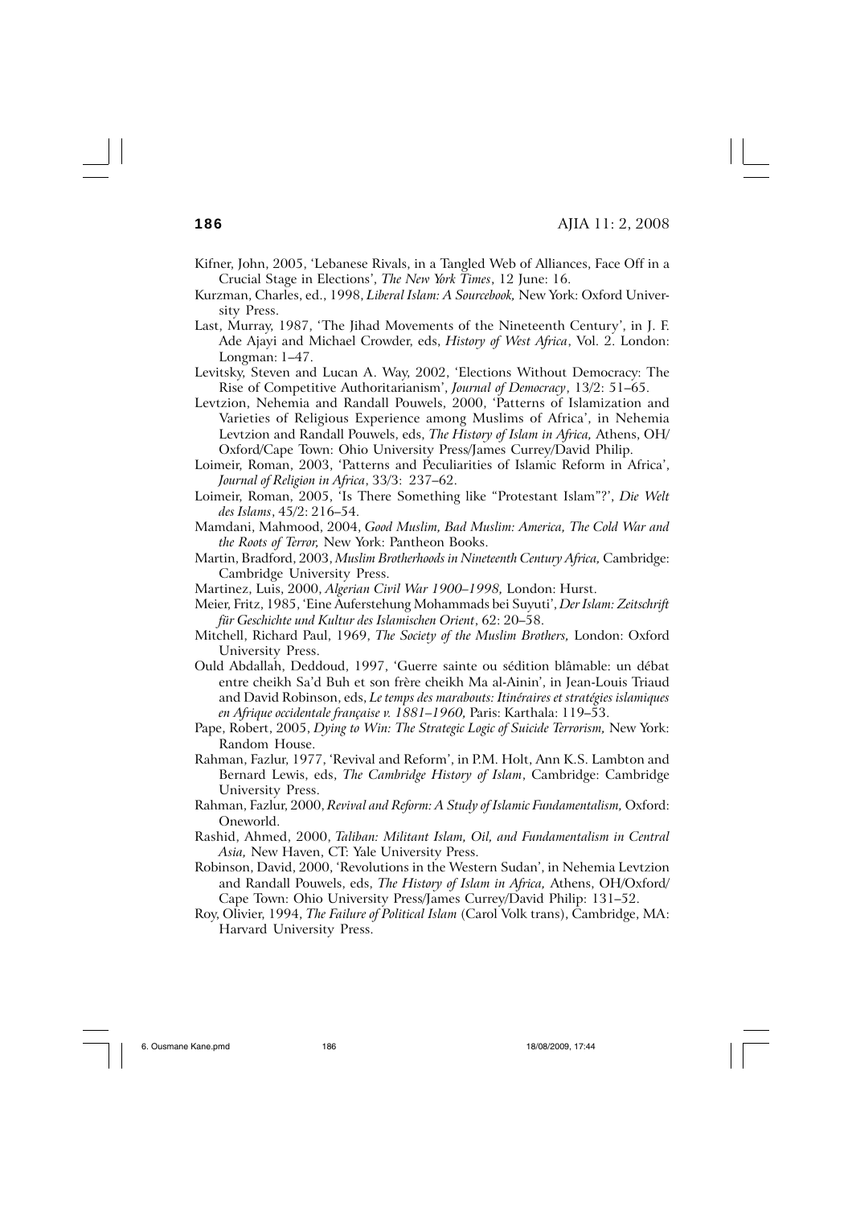Kifner, John, 2005, 'Lebanese Rivals, in a Tangled Web of Alliances, Face Off in a Crucial Stage in Elections', *The New York Times*, 12 June: 16.

Kurzman, Charles, ed., 1998, *Liberal Islam: A Sourcebook,* New York: Oxford University Press.

Last, Murray, 1987, 'The Jihad Movements of the Nineteenth Century', in J. F. Ade Ajayi and Michael Crowder, eds, *History of West Africa*, Vol. 2. London: Longman: 1–47.

Levitsky, Steven and Lucan A. Way, 2002, 'Elections Without Democracy: The Rise of Competitive Authoritarianism', *Journal of Democracy*, 13/2: 51–65.

Levtzion, Nehemia and Randall Pouwels, 2000, 'Patterns of Islamization and Varieties of Religious Experience among Muslims of Africa', in Nehemia Levtzion and Randall Pouwels, eds, *The History of Islam in Africa,* Athens, OH/ Oxford/Cape Town: Ohio University Press/James Currey/David Philip.

Loimeir, Roman, 2003, 'Patterns and Peculiarities of Islamic Reform in Africa', *Journal of Religion in Africa*, 33/3: 237–62.

Loimeir, Roman, 2005, 'Is There Something like "Protestant Islam"?', *Die Welt des Islams*, 45/2: 216–54.

Mamdani, Mahmood, 2004, *Good Muslim, Bad Muslim: America, The Cold War and the Roots of Terror,* New York: Pantheon Books.

Martin, Bradford, 2003, *Muslim Brotherhoods in Nineteenth Century Africa,* Cambridge: Cambridge University Press.

Martinez, Luis, 2000, *Algerian Civil War 1900–1998,* London: Hurst.

Meier, Fritz, 1985, 'Eine Auferstehung Mohammads bei Suyuti', *Der Islam: Zeitschrift für Geschichte und Kultur des Islamischen Orient*, 62: 20–58.

Mitchell, Richard Paul, 1969, *The Society of the Muslim Brothers,* London: Oxford University Press.

Ould Abdallah, Deddoud, 1997, 'Guerre sainte ou sédition blâmable: un débat entre cheikh Sa'd Buh et son frère cheikh Ma al-Ainin', in Jean-Louis Triaud and David Robinson, eds, *Le temps des marabouts: Itinéraires et stratégies islamiques en Afrique occidentale française v. 1881–1960,* Paris: Karthala: 119–53.

Pape, Robert, 2005, *Dying to Win: The Strategic Logic of Suicide Terrorism,* New York: Random House.

Rahman, Fazlur, 1977, 'Revival and Reform', in P.M. Holt, Ann K.S. Lambton and Bernard Lewis, eds, *The Cambridge History of Islam*, Cambridge: Cambridge University Press.

Rahman, Fazlur, 2000, *Revival and Reform: A Study of Islamic Fundamentalism,* Oxford: Oneworld.

Rashid, Ahmed, 2000, *Taliban: Militant Islam, Oil, and Fundamentalism in Central Asia,* New Haven, CT: Yale University Press.

Robinson, David, 2000, 'Revolutions in the Western Sudan', in Nehemia Levtzion and Randall Pouwels, eds, *The History of Islam in Africa,* Athens, OH/Oxford/ Cape Town: Ohio University Press/James Currey/David Philip: 131–52.

Roy, Olivier, 1994, *The Failure of Political Islam* (Carol Volk trans), Cambridge, MA: Harvard University Press.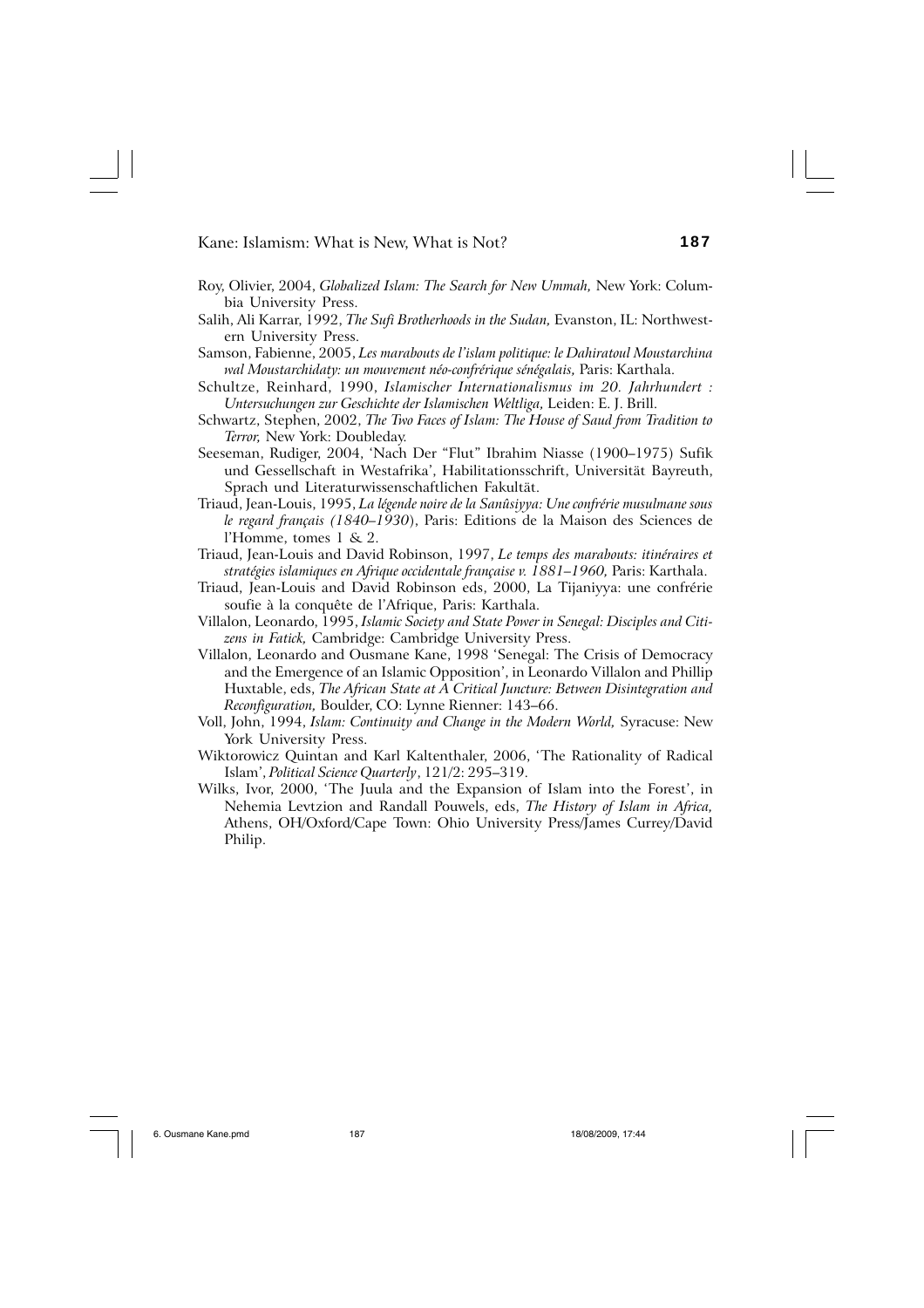Roy, Olivier, 2004, *Globalized Islam: The Search for New Ummah,* New York: Columbia University Press.

Salih, Ali Karrar, 1992, *The Sufi Brotherhoods in the Sudan,* Evanston, IL: Northwestern University Press.

Samson, Fabienne, 2005, *Les marabouts de l'islam politique: le Dahiratoul Moustarchina wal Moustarchidaty: un mouvement néo-confrérique sénégalais,* Paris: Karthala.

Schultze, Reinhard, 1990, *Islamischer Internationalismus im 20. Jahrhundert : Untersuchungen zur Geschichte der Islamischen Weltliga,* Leiden: E. J. Brill.

Schwartz, Stephen, 2002, *The Two Faces of Islam: The House of Saud from Tradition to Terror,* New York: Doubleday.

Seeseman, Rudiger, 2004, 'Nach Der "Flut" Ibrahim Niasse (1900–1975) Sufik und Gessellschaft in Westafrika', Habilitationsschrift, Universität Bayreuth, Sprach und Literaturwissenschaftlichen Fakultät.

Triaud, Jean-Louis, 1995, *La légende noire de la Sanûsiyya: Une confrérie musulmane sous le regard français (1840–1930),* Paris: Editions de la Maison des Sciences de l'Homme, tomes 1 & 2.

Triaud, Jean-Louis and David Robinson, 1997, *Le temps des marabouts: itinéraires et stratégies islamiques en Afrique occidentale française v. 1881–1960,* Paris: Karthala.

Triaud, Jean-Louis and David Robinson eds, 2000, La Tijaniyya: une confrérie soufie à la conquête de l'Afrique, Paris: Karthala.

Villalon, Leonardo, 1995, *Islamic Society and State Power in Senegal: Disciples and Citizens in Fatick,* Cambridge: Cambridge University Press.

Villalon, Leonardo and Ousmane Kane, 1998 'Senegal: The Crisis of Democracy and the Emergence of an Islamic Opposition', in Leonardo Villalon and Phillip Huxtable, eds, *The African State at A Critical Juncture: Between Disintegration and Reconfiguration,* Boulder, CO: Lynne Rienner: 143–66.

Voll, John, 1994, *Islam: Continuity and Change in the Modern World,* Syracuse: New York University Press.

Wiktorowicz Quintan and Karl Kaltenthaler, 2006, 'The Rationality of Radical Islam', *Political Science Quarterly*, 121/2: 295–319.

Wilks, Ivor, 2000, 'The Juula and the Expansion of Islam into the Forest', in Nehemia Levtzion and Randall Pouwels, eds, *The History of Islam in Africa,* Athens, OH/Oxford/Cape Town: Ohio University Press/James Currey/David Philip.